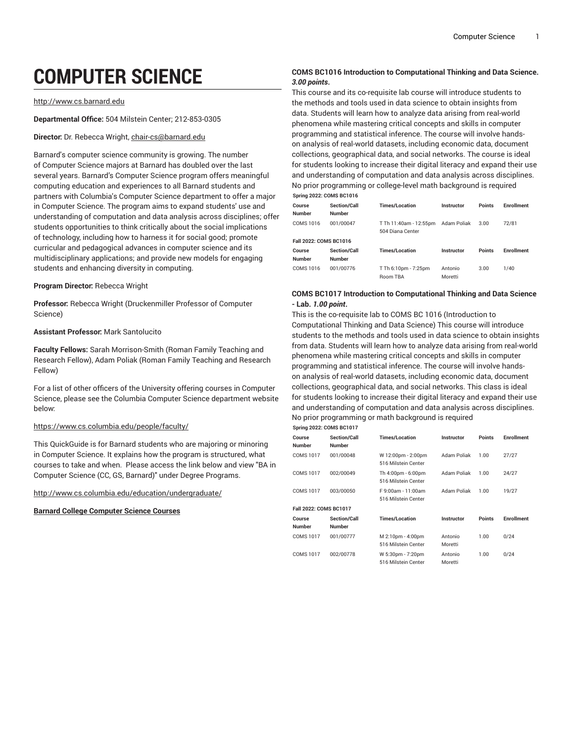# COMPUTER SCIENCE

http://www.cs.barnard.edu

**Departmental Office:** 504 Milstein Center; 212-853-0305

**Director:** Dr. Rebecca Wright, chair-cs@barnard.edu

Barnard's computer science community is growing. The number of Computer Science majors at Barnard has doubled over the last several years. Barnard's Computer Science program offers meaningful computing education and experiences to all Barnard students and partners with Columbia's Computer Science department to offer a major in Computer Science. The program aims to expand students' use and understanding of computation and data analysis across disciplines; offer students opportunities to think critically about the social implications of technology, including how to harness it for social good; promote curricular and pedagogical advances in computer science and its multidisciplinary applications; and provide new models for engaging students and enhancing diversity in computing.

**Program Director:** Rebecca Wright

**Professor:** Rebecca Wright (Druckenmiller Professor of Computer Science)

**Assistant Professor:** Mark Santolucito

**Faculty Fellows:** Sarah Morrison-Smith (Roman Family Teaching and Research Fellow), Adam Poliak (Roman Family Teaching and Research Fellow)

For a list of other officers of the University offering courses in Computer Science, please see the Columbia Computer Science department website below:

https://www.cs.columbia.edu/people/faculty/

This QuickGuide is for Barnard students who are majoring or minoring in Computer Science. It explains how the program is structured, what courses to take and when. Please access the link below and view "BA in Computer Science (CC, GS, Barnard)" under Degree Programs.

http://www.cs.columbia.edu/education/undergraduate/

**Barnard College Computer Science Courses**

**COMS BC1016 Introduction to Computational Thinking and Data Science. *3.00 points*.**

This course and its co-requisite lab course will introduce students to the methods and tools used in data science to obtain insights from data. Students will learn how to analyze data arising from real-world phenomena while mastering critical concepts and skills in computer programming and statistical inference. The course will involve hands-on analysis of real-world datasets, including economic data, document collections, geographical data, and social networks. The course is ideal for students looking to increase their digital literacy and expand their use and understanding of computation and data analysis across disciplines. No prior programming or college-level math background is required

**Spring 2022: COMS BC1016**

| Course Number | Section/Call Number | Times/Location | Instructor | Points | Enrollment |
|---|---|---|---|---|---|
| COMS 1016 | 001/00047 | T Th 11:40am - 12:55pm 504 Diana Center | Adam Poliak | 3.00 | 72/81 |

**Fall 2022: COMS BC1016**

| Course Number | Section/Call Number | Times/Location | Instructor | Points | Enrollment |
|---|---|---|---|---|---|
| COMS 1016 | 001/00776 | T Th 6:10pm - 7:25pm Room TBA | Antonio Moretti | 3.00 | 1/40 |

**COMS BC1017 Introduction to Computational Thinking and Data Science - Lab. *1.00 point*.**

This is the co-requisite lab to COMS BC 1016 (Introduction to Computational Thinking and Data Science) This course will introduce students to the methods and tools used in data science to obtain insights from data. Students will learn how to analyze data arising from real-world phenomena while mastering critical concepts and skills in computer programming and statistical inference. The course will involve hands-on analysis of real-world datasets, including economic data, document collections, geographical data, and social networks. This class is ideal for students looking to increase their digital literacy and expand their use and understanding of computation and data analysis across disciplines. No prior programming or math background is required

**Spring 2022: COMS BC1017**

| Course Number | Section/Call Number | Times/Location | Instructor | Points | Enrollment |
|---|---|---|---|---|---|
| COMS 1017 | 001/00048 | W 12:00pm - 2:00pm 516 Milstein Center | Adam Poliak | 1.00 | 27/27 |
| COMS 1017 | 002/00049 | Th 4:00pm - 6:00pm 516 Milstein Center | Adam Poliak | 1.00 | 24/27 |
| COMS 1017 | 003/00050 | F 9:00am - 11:00am 516 Milstein Center | Adam Poliak | 1.00 | 19/27 |

**Fall 2022: COMS BC1017**

| Course Number | Section/Call Number | Times/Location | Instructor | Points | Enrollment |
|---|---|---|---|---|---|
| COMS 1017 | 001/00777 | M 2:10pm - 4:00pm 516 Milstein Center | Antonio Moretti | 1.00 | 0/24 |
| COMS 1017 | 002/00778 | W 5:30pm - 7:20pm 516 Milstein Center | Antonio Moretti | 1.00 | 0/24 |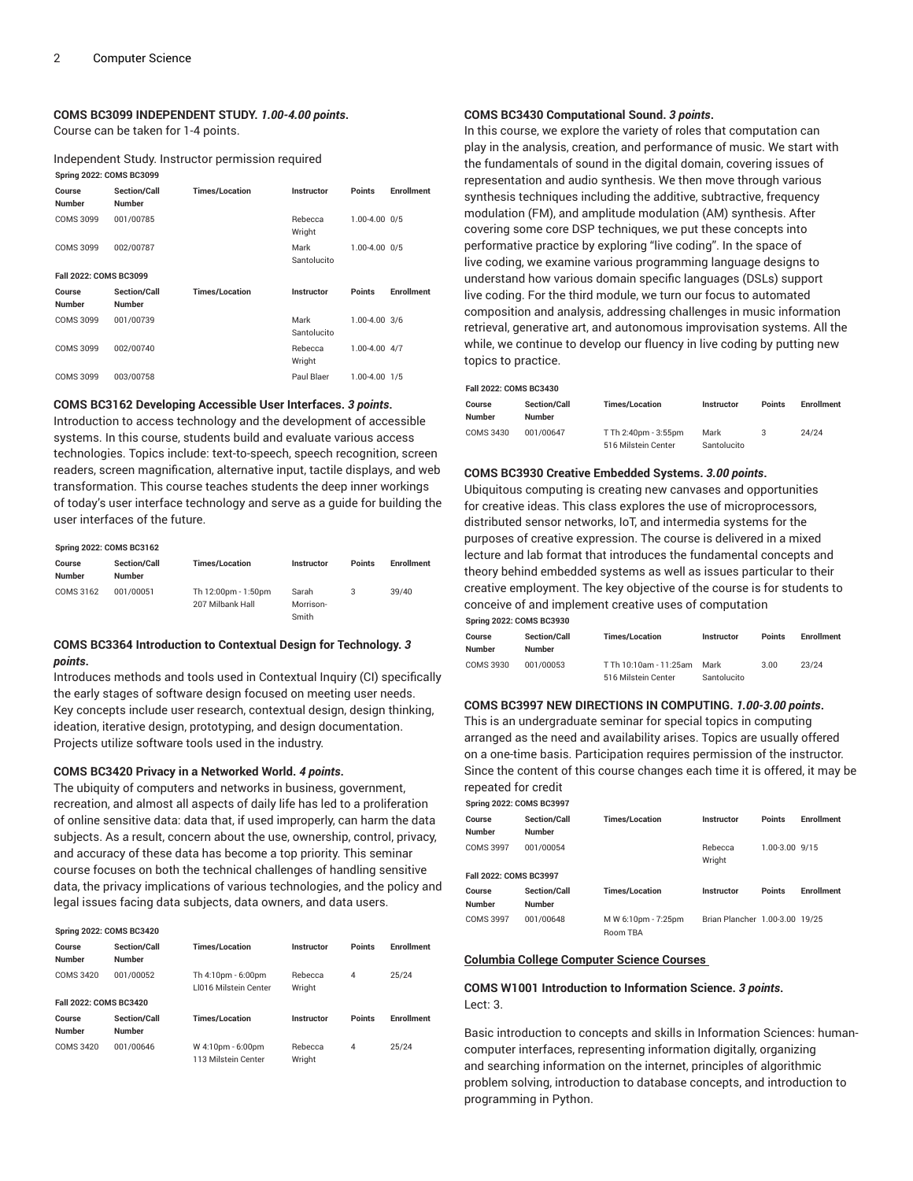**COMS BC3099 INDEPENDENT STUDY.** ***1.00-4.00 points*****.**

Course can be taken for 1-4 points.

Independent Study. Instructor permission required

**Spring 2022: COMS BC3099**

| Course Number | Section/Call Number | Times/Location | Instructor | Points | Enrollment |
|---|---|---|---|---|---|
| COMS 3099 | 001/00785 | | Rebecca Wright | 1.00-4.00 | 0/5 |
| COMS 3099 | 002/00787 | | Mark Santolucito | 1.00-4.00 | 0/5 |

**Fall 2022: COMS BC3099**

| Course Number | Section/Call Number | Times/Location | Instructor | Points | Enrollment |
|---|---|---|---|---|---|
| COMS 3099 | 001/00739 | | Mark Santolucito | 1.00-4.00 | 3/6 |
| COMS 3099 | 002/00740 | | Rebecca Wright | 1.00-4.00 | 4/7 |
| COMS 3099 | 003/00758 | | Paul Blaer | 1.00-4.00 | 1/5 |

**COMS BC3162 Developing Accessible User Interfaces.** ***3 points*****.**

Introduction to access technology and the development of accessible systems. In this course, students build and evaluate various access technologies. Topics include: text-to-speech, speech recognition, screen readers, screen magnification, alternative input, tactile displays, and web transformation. This course teaches students the deep inner workings of today's user interface technology and serve as a guide for building the user interfaces of the future.

**Spring 2022: COMS BC3162**

| Course Number | Section/Call Number | Times/Location | Instructor | Points | Enrollment |
|---|---|---|---|---|---|
| COMS 3162 | 001/00051 | Th 12:00pm - 1:50pm 207 Milbank Hall | Sarah Morrison-Smith | 3 | 39/40 |

**COMS BC3364 Introduction to Contextual Design for Technology.** ***3 points*****.**

Introduces methods and tools used in Contextual Inquiry (CI) specifically the early stages of software design focused on meeting user needs. Key concepts include user research, contextual design, design thinking, ideation, iterative design, prototyping, and design documentation. Projects utilize software tools used in the industry.

**COMS BC3420 Privacy in a Networked World.** ***4 points*****.**

The ubiquity of computers and networks in business, government, recreation, and almost all aspects of daily life has led to a proliferation of online sensitive data: data that, if used improperly, can harm the data subjects. As a result, concern about the use, ownership, control, privacy, and accuracy of these data has become a top priority. This seminar course focuses on both the technical challenges of handling sensitive data, the privacy implications of various technologies, and the policy and legal issues facing data subjects, data owners, and data users.

**Spring 2022: COMS BC3420**

| Course Number | Section/Call Number | Times/Location | Instructor | Points | Enrollment |
|---|---|---|---|---|---|
| COMS 3420 | 001/00052 | Th 4:10pm - 6:00pm LI016 Milstein Center | Rebecca Wright | 4 | 25/24 |

**Fall 2022: COMS BC3420**

| Course Number | Section/Call Number | Times/Location | Instructor | Points | Enrollment |
|---|---|---|---|---|---|
| COMS 3420 | 001/00646 | W 4:10pm - 6:00pm 113 Milstein Center | Rebecca Wright | 4 | 25/24 |

**COMS BC3430 Computational Sound.** ***3 points*****.**

In this course, we explore the variety of roles that computation can play in the analysis, creation, and performance of music. We start with the fundamentals of sound in the digital domain, covering issues of representation and audio synthesis. We then move through various synthesis techniques including the additive, subtractive, frequency modulation (FM), and amplitude modulation (AM) synthesis. After covering some core DSP techniques, we put these concepts into performative practice by exploring "live coding". In the space of live coding, we examine various programming language designs to understand how various domain specific languages (DSLs) support live coding. For the third module, we turn our focus to automated composition and analysis, addressing challenges in music information retrieval, generative art, and autonomous improvisation systems. All the while, we continue to develop our fluency in live coding by putting new topics to practice.

**Fall 2022: COMS BC3430**

| Course Number | Section/Call Number | Times/Location | Instructor | Points | Enrollment |
|---|---|---|---|---|---|
| COMS 3430 | 001/00647 | T Th 2:40pm - 3:55pm 516 Milstein Center | Mark Santolucito | 3 | 24/24 |

**COMS BC3930 Creative Embedded Systems.** ***3.00 points*****.**

Ubiquitous computing is creating new canvases and opportunities for creative ideas. This class explores the use of microprocessors, distributed sensor networks, IoT, and intermedia systems for the purposes of creative expression. The course is delivered in a mixed lecture and lab format that introduces the fundamental concepts and theory behind embedded systems as well as issues particular to their creative employment. The key objective of the course is for students to conceive of and implement creative uses of computation

**Spring 2022: COMS BC3930**

| Course Number | Section/Call Number | Times/Location | Instructor | Points | Enrollment |
|---|---|---|---|---|---|
| COMS 3930 | 001/00053 | T Th 10:10am - 11:25am 516 Milstein Center | Mark Santolucito | 3.00 | 23/24 |

**COMS BC3997 NEW DIRECTIONS IN COMPUTING.** ***1.00-3.00 points*****.**

This is an undergraduate seminar for special topics in computing arranged as the need and availability arises. Topics are usually offered on a one-time basis. Participation requires permission of the instructor. Since the content of this course changes each time it is offered, it may be repeated for credit

**Spring 2022: COMS BC3997**

| Course Number | Section/Call Number | Times/Location | Instructor | Points | Enrollment |
|---|---|---|---|---|---|
| COMS 3997 | 001/00054 | | Rebecca Wright | 1.00-3.00 | 9/15 |

**Fall 2022: COMS BC3997**

| Course Number | Section/Call Number | Times/Location | Instructor | Points | Enrollment |
|---|---|---|---|---|---|
| COMS 3997 | 001/00648 | M W 6:10pm - 7:25pm Room TBA | Brian Plancher | 1.00-3.00 | 19/25 |

## Columbia College Computer Science Courses

**COMS W1001 Introduction to Information Science.** ***3 points*****.**

Lect: 3.

Basic introduction to concepts and skills in Information Sciences: human-computer interfaces, representing information digitally, organizing and searching information on the internet, principles of algorithmic problem solving, introduction to database concepts, and introduction to programming in Python.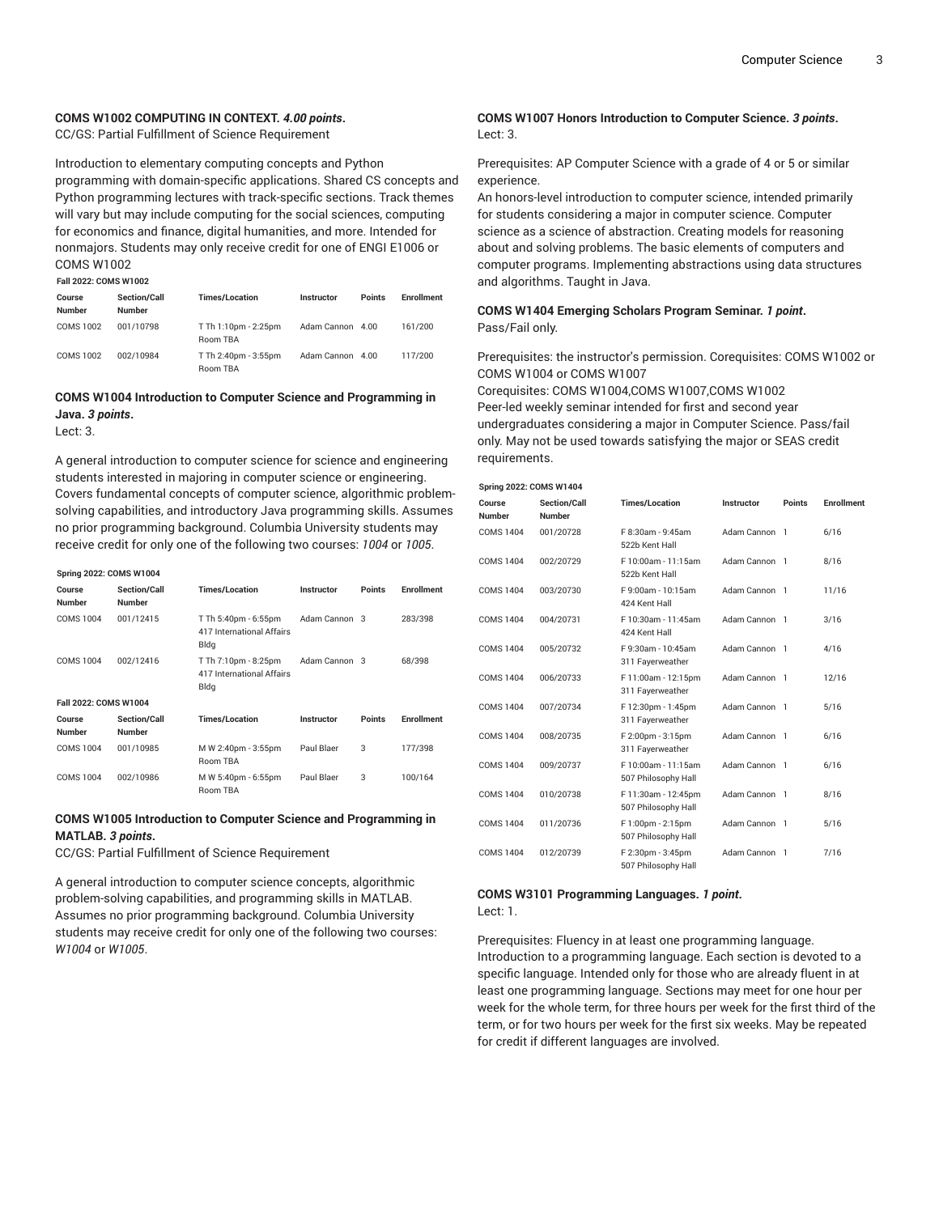**COMS W1002 COMPUTING IN CONTEXT.** ***4.00 points*****.**

CC/GS: Partial Fulfillment of Science Requirement

Introduction to elementary computing concepts and Python programming with domain-specific applications. Shared CS concepts and Python programming lectures with track-specific sections. Track themes will vary but may include computing for the social sciences, computing for economics and finance, digital humanities, and more. Intended for nonmajors. Students may only receive credit for one of ENGI E1006 or COMS W1002

**Fall 2022: COMS W1002**

| Course Number | Section/Call Number | Times/Location | Instructor | Points | Enrollment |
|---|---|---|---|---|---|
| COMS 1002 | 001/10798 | T Th 1:10pm - 2:25pm Room TBA | Adam Cannon | 4.00 | 161/200 |
| COMS 1002 | 002/10984 | T Th 2:40pm - 3:55pm Room TBA | Adam Cannon | 4.00 | 117/200 |

**COMS W1004 Introduction to Computer Science and Programming in Java.** ***3 points*****.**

Lect: 3.

A general introduction to computer science for science and engineering students interested in majoring in computer science or engineering. Covers fundamental concepts of computer science, algorithmic problem-solving capabilities, and introductory Java programming skills. Assumes no prior programming background. Columbia University students may receive credit for only one of the following two courses: *1004* or *1005*.

**Spring 2022: COMS W1004**

| Course Number | Section/Call Number | Times/Location | Instructor | Points | Enrollment |
|---|---|---|---|---|---|
| COMS 1004 | 001/12415 | T Th 5:40pm - 6:55pm 417 International Affairs Bldg | Adam Cannon | 3 | 283/398 |
| COMS 1004 | 002/12416 | T Th 7:10pm - 8:25pm 417 International Affairs Bldg | Adam Cannon | 3 | 68/398 |

**Fall 2022: COMS W1004**

| Course Number | Section/Call Number | Times/Location | Instructor | Points | Enrollment |
|---|---|---|---|---|---|
| COMS 1004 | 001/10985 | M W 2:40pm - 3:55pm Room TBA | Paul Blaer | 3 | 177/398 |
| COMS 1004 | 002/10986 | M W 5:40pm - 6:55pm Room TBA | Paul Blaer | 3 | 100/164 |

**COMS W1005 Introduction to Computer Science and Programming in MATLAB.** ***3 points*****.**

CC/GS: Partial Fulfillment of Science Requirement

A general introduction to computer science concepts, algorithmic problem-solving capabilities, and programming skills in MATLAB. Assumes no prior programming background. Columbia University students may receive credit for only one of the following two courses: *W1004* or *W1005*.

**COMS W1007 Honors Introduction to Computer Science.** ***3 points*****.**

Lect: 3.

Prerequisites: AP Computer Science with a grade of 4 or 5 or similar experience.
An honors-level introduction to computer science, intended primarily for students considering a major in computer science. Computer science as a science of abstraction. Creating models for reasoning about and solving problems. The basic elements of computers and computer programs. Implementing abstractions using data structures and algorithms. Taught in Java.

**COMS W1404 Emerging Scholars Program Seminar.** ***1 point*****.**

Pass/Fail only.

Prerequisites: the instructor's permission. Corequisites: COMS W1002 or COMS W1004 or COMS W1007
Corequisites: COMS W1004,COMS W1007,COMS W1002
Peer-led weekly seminar intended for first and second year undergraduates considering a major in Computer Science. Pass/fail only. May not be used towards satisfying the major or SEAS credit requirements.

**Spring 2022: COMS W1404**

| Course Number | Section/Call Number | Times/Location | Instructor | Points | Enrollment |
|---|---|---|---|---|---|
| COMS 1404 | 001/20728 | F 8:30am - 9:45am 522b Kent Hall | Adam Cannon | 1 | 6/16 |
| COMS 1404 | 002/20729 | F 10:00am - 11:15am 522b Kent Hall | Adam Cannon | 1 | 8/16 |
| COMS 1404 | 003/20730 | F 9:00am - 10:15am 424 Kent Hall | Adam Cannon | 1 | 11/16 |
| COMS 1404 | 004/20731 | F 10:30am - 11:45am 424 Kent Hall | Adam Cannon | 1 | 3/16 |
| COMS 1404 | 005/20732 | F 9:30am - 10:45am 311 Fayerweather | Adam Cannon | 1 | 4/16 |
| COMS 1404 | 006/20733 | F 11:00am - 12:15pm 311 Fayerweather | Adam Cannon | 1 | 12/16 |
| COMS 1404 | 007/20734 | F 12:30pm - 1:45pm 311 Fayerweather | Adam Cannon | 1 | 5/16 |
| COMS 1404 | 008/20735 | F 2:00pm - 3:15pm 311 Fayerweather | Adam Cannon | 1 | 6/16 |
| COMS 1404 | 009/20737 | F 10:00am - 11:15am 507 Philosophy Hall | Adam Cannon | 1 | 6/16 |
| COMS 1404 | 010/20738 | F 11:30am - 12:45pm 507 Philosophy Hall | Adam Cannon | 1 | 8/16 |
| COMS 1404 | 011/20736 | F 1:00pm - 2:15pm 507 Philosophy Hall | Adam Cannon | 1 | 5/16 |
| COMS 1404 | 012/20739 | F 2:30pm - 3:45pm 507 Philosophy Hall | Adam Cannon | 1 | 7/16 |

**COMS W3101 Programming Languages.** ***1 point*****.**

Lect: 1.

Prerequisites: Fluency in at least one programming language.
Introduction to a programming language. Each section is devoted to a specific language. Intended only for those who are already fluent in at least one programming language. Sections may meet for one hour per week for the whole term, for three hours per week for the first third of the term, or for two hours per week for the first six weeks. May be repeated for credit if different languages are involved.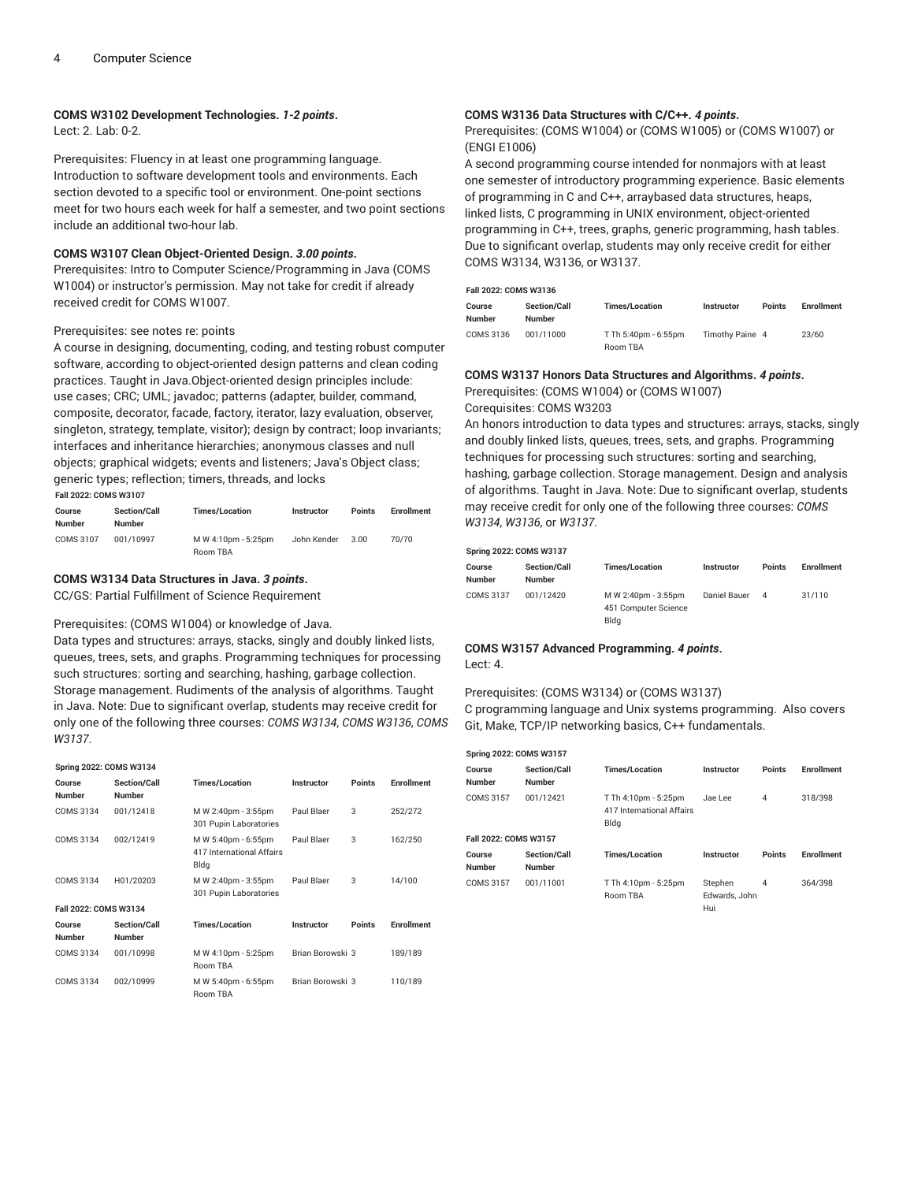**COMS W3102 Development Technologies.** ***1-2 points*****.**
Lect: 2. Lab: 0-2.

Prerequisites: Fluency in at least one programming language.
Introduction to software development tools and environments. Each section devoted to a specific tool or environment. One-point sections meet for two hours each week for half a semester, and two point sections include an additional two-hour lab.

**COMS W3107 Clean Object-Oriented Design.** ***3.00 points*****.**
Prerequisites: Intro to Computer Science/Programming in Java (COMS W1004) or instructor's permission. May not take for credit if already received credit for COMS W1007.

Prerequisites: see notes re: points
A course in designing, documenting, coding, and testing robust computer software, according to object-oriented design patterns and clean coding practices. Taught in Java.Object-oriented design principles include: use cases; CRC; UML; javadoc; patterns (adapter, builder, command, composite, decorator, facade, factory, iterator, lazy evaluation, observer, singleton, strategy, template, visitor); design by contract; loop invariants; interfaces and inheritance hierarchies; anonymous classes and null objects; graphical widgets; events and listeners; Java's Object class; generic types; reflection; timers, threads, and locks

**Fall 2022: COMS W3107**

| Course Number | Section/Call Number | Times/Location | Instructor | Points | Enrollment |
|---|---|---|---|---|---|
| COMS 3107 | 001/10997 | M W 4:10pm - 5:25pm<br>Room TBA | John Kender | 3.00 | 70/70 |

**COMS W3134 Data Structures in Java.** ***3 points*****.**
CC/GS: Partial Fulfillment of Science Requirement

Prerequisites: (COMS W1004) or knowledge of Java.
Data types and structures: arrays, stacks, singly and doubly linked lists, queues, trees, sets, and graphs. Programming techniques for processing such structures: sorting and searching, hashing, garbage collection. Storage management. Rudiments of the analysis of algorithms. Taught in Java. Note: Due to significant overlap, students may receive credit for only one of the following three courses: *COMS W3134*, *COMS W3136*, *COMS W3137*.

**Spring 2022: COMS W3134**

| Course Number | Section/Call Number | Times/Location | Instructor | Points | Enrollment |
|---|---|---|---|---|---|
| COMS 3134 | 001/12418 | M W 2:40pm - 3:55pm<br>301 Pupin Laboratories | Paul Blaer | 3 | 252/272 |
| COMS 3134 | 002/12419 | M W 5:40pm - 6:55pm<br>417 International Affairs Bldg | Paul Blaer | 3 | 162/250 |
| COMS 3134 | H01/20203 | M W 2:40pm - 3:55pm<br>301 Pupin Laboratories | Paul Blaer | 3 | 14/100 |

**Fall 2022: COMS W3134**

| Course Number | Section/Call Number | Times/Location | Instructor | Points | Enrollment |
|---|---|---|---|---|---|
| COMS 3134 | 001/10998 | M W 4:10pm - 5:25pm<br>Room TBA | Brian Borowski | 3 | 189/189 |
| COMS 3134 | 002/10999 | M W 5:40pm - 6:55pm<br>Room TBA | Brian Borowski | 3 | 110/189 |

**COMS W3136 Data Structures with C/C++.** ***4 points*****.**
Prerequisites: (COMS W1004) or (COMS W1005) or (COMS W1007) or (ENGI E1006)
A second programming course intended for nonmajors with at least one semester of introductory programming experience. Basic elements of programming in C and C++, arraybased data structures, heaps, linked lists, C programming in UNIX environment, object-oriented programming in C++, trees, graphs, generic programming, hash tables. Due to significant overlap, students may only receive credit for either COMS W3134, W3136, or W3137.

**Fall 2022: COMS W3136**

| Course Number | Section/Call Number | Times/Location | Instructor | Points | Enrollment |
|---|---|---|---|---|---|
| COMS 3136 | 001/11000 | T Th 5:40pm - 6:55pm<br>Room TBA | Timothy Paine | 4 | 23/60 |

**COMS W3137 Honors Data Structures and Algorithms.** ***4 points*****.**
Prerequisites: (COMS W1004) or (COMS W1007)
Corequisites: COMS W3203
An honors introduction to data types and structures: arrays, stacks, singly and doubly linked lists, queues, trees, sets, and graphs. Programming techniques for processing such structures: sorting and searching, hashing, garbage collection. Storage management. Design and analysis of algorithms. Taught in Java. Note: Due to significant overlap, students may receive credit for only one of the following three courses: *COMS W3134*, *W3136*, or *W3137*.

**Spring 2022: COMS W3137**

| Course Number | Section/Call Number | Times/Location | Instructor | Points | Enrollment |
|---|---|---|---|---|---|
| COMS 3137 | 001/12420 | M W 2:40pm - 3:55pm<br>451 Computer Science Bldg | Daniel Bauer | 4 | 31/110 |

**COMS W3157 Advanced Programming.** ***4 points*****.**
Lect: 4.

Prerequisites: (COMS W3134) or (COMS W3137)
C programming language and Unix systems programming. Also covers Git, Make, TCP/IP networking basics, C++ fundamentals.

**Spring 2022: COMS W3157**

| Course Number | Section/Call Number | Times/Location | Instructor | Points | Enrollment |
|---|---|---|---|---|---|
| COMS 3157 | 001/12421 | T Th 4:10pm - 5:25pm<br>417 International Affairs Bldg | Jae Lee | 4 | 318/398 |

**Fall 2022: COMS W3157**

| Course Number | Section/Call Number | Times/Location | Instructor | Points | Enrollment |
|---|---|---|---|---|---|
| COMS 3157 | 001/11001 | T Th 4:10pm - 5:25pm<br>Room TBA | Stephen Edwards, John Hui | 4 | 364/398 |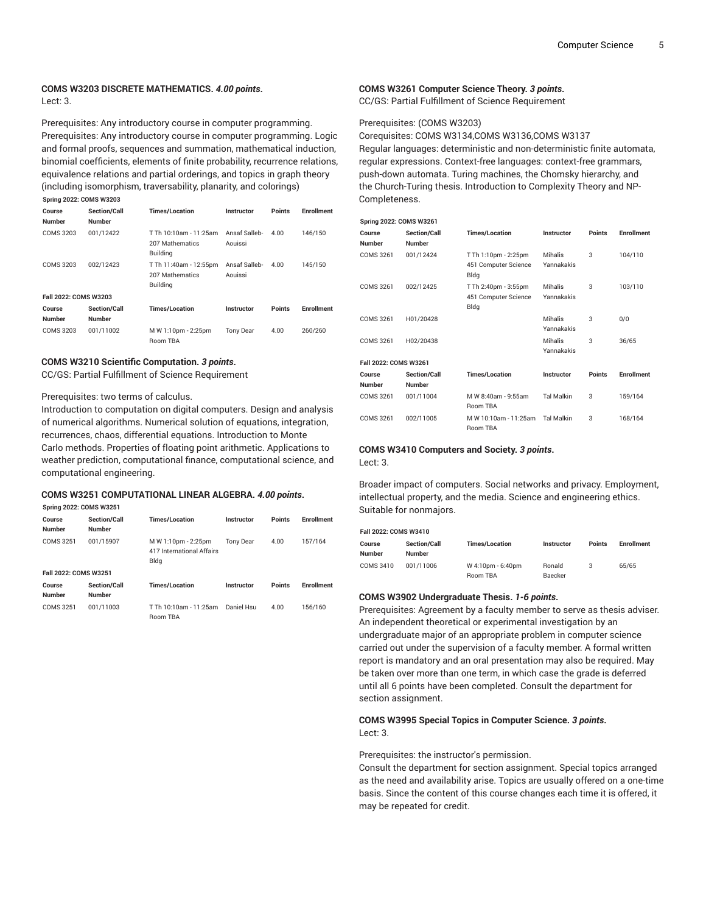### COMS W3203 DISCRETE MATHEMATICS. *4.00 points*.

Lect: 3.

Prerequisites: Any introductory course in computer programming. Prerequisites: Any introductory course in computer programming. Logic and formal proofs, sequences and summation, mathematical induction, binomial coefficients, elements of finite probability, recurrence relations, equivalence relations and partial orderings, and topics in graph theory (including isomorphism, traversability, planarity, and colorings)

**Spring 2022: COMS W3203**

| Course Number | Section/Call Number | Times/Location | Instructor | Points | Enrollment |
|---|---|---|---|---|---|
| COMS 3203 | 001/12422 | T Th 10:10am - 11:25am 207 Mathematics Building | Ansaf Salleb-Aouissi | 4.00 | 146/150 |
| COMS 3203 | 002/12423 | T Th 11:40am - 12:55pm 207 Mathematics Building | Ansaf Salleb-Aouissi | 4.00 | 145/150 |

**Fall 2022: COMS W3203**

| Course Number | Section/Call Number | Times/Location | Instructor | Points | Enrollment |
|---|---|---|---|---|---|
| COMS 3203 | 001/11002 | M W 1:10pm - 2:25pm Room TBA | Tony Dear | 4.00 | 260/260 |

### COMS W3210 Scientific Computation. *3 points*.

CC/GS: Partial Fulfillment of Science Requirement

Prerequisites: two terms of calculus.

Introduction to computation on digital computers. Design and analysis of numerical algorithms. Numerical solution of equations, integration, recurrences, chaos, differential equations. Introduction to Monte Carlo methods. Properties of floating point arithmetic. Applications to weather prediction, computational finance, computational science, and computational engineering.

### COMS W3251 COMPUTATIONAL LINEAR ALGEBRA. *4.00 points*.

**Spring 2022: COMS W3251**

| Course Number | Section/Call Number | Times/Location | Instructor | Points | Enrollment |
|---|---|---|---|---|---|
| COMS 3251 | 001/15907 | M W 1:10pm - 2:25pm 417 International Affairs Bldg | Tony Dear | 4.00 | 157/164 |

**Fall 2022: COMS W3251**

| Course Number | Section/Call Number | Times/Location | Instructor | Points | Enrollment |
|---|---|---|---|---|---|
| COMS 3251 | 001/11003 | T Th 10:10am - 11:25am Room TBA | Daniel Hsu | 4.00 | 156/160 |

### COMS W3261 Computer Science Theory. *3 points*.

CC/GS: Partial Fulfillment of Science Requirement

Prerequisites: (COMS W3203)

Corequisites: COMS W3134,COMS W3136,COMS W3137

Regular languages: deterministic and non-deterministic finite automata, regular expressions. Context-free languages: context-free grammars, push-down automata. Turing machines, the Chomsky hierarchy, and the Church-Turing thesis. Introduction to Complexity Theory and NP-Completeness.

**Spring 2022: COMS W3261**

| Course Number | Section/Call Number | Times/Location | Instructor | Points | Enrollment |
|---|---|---|---|---|---|
| COMS 3261 | 001/12424 | T Th 1:10pm - 2:25pm 451 Computer Science Bldg | Mihalis Yannakakis | 3 | 104/110 |
| COMS 3261 | 002/12425 | T Th 2:40pm - 3:55pm 451 Computer Science Bldg | Mihalis Yannakakis | 3 | 103/110 |
| COMS 3261 | H01/20428 | | Mihalis Yannakakis | 3 | 0/0 |
| COMS 3261 | H02/20438 | | Mihalis Yannakakis | 3 | 36/65 |

**Fall 2022: COMS W3261**

| Course Number | Section/Call Number | Times/Location | Instructor | Points | Enrollment |
|---|---|---|---|---|---|
| COMS 3261 | 001/11004 | M W 8:40am - 9:55am Room TBA | Tal Malkin | 3 | 159/164 |
| COMS 3261 | 002/11005 | M W 10:10am - 11:25am Room TBA | Tal Malkin | 3 | 168/164 |

### COMS W3410 Computers and Society. *3 points*.

Lect: 3.

Broader impact of computers. Social networks and privacy. Employment, intellectual property, and the media. Science and engineering ethics. Suitable for nonmajors.

**Fall 2022: COMS W3410**

| Course Number | Section/Call Number | Times/Location | Instructor | Points | Enrollment |
|---|---|---|---|---|---|
| COMS 3410 | 001/11006 | W 4:10pm - 6:40pm Room TBA | Ronald Baecker | 3 | 65/65 |

### COMS W3902 Undergraduate Thesis. *1-6 points*.

Prerequisites: Agreement by a faculty member to serve as thesis adviser. An independent theoretical or experimental investigation by an undergraduate major of an appropriate problem in computer science carried out under the supervision of a faculty member. A formal written report is mandatory and an oral presentation may also be required. May be taken over more than one term, in which case the grade is deferred until all 6 points have been completed. Consult the department for section assignment.

### COMS W3995 Special Topics in Computer Science. *3 points*.

Lect: 3.

Prerequisites: the instructor's permission.

Consult the department for section assignment. Special topics arranged as the need and availability arise. Topics are usually offered on a one-time basis. Since the content of this course changes each time it is offered, it may be repeated for credit.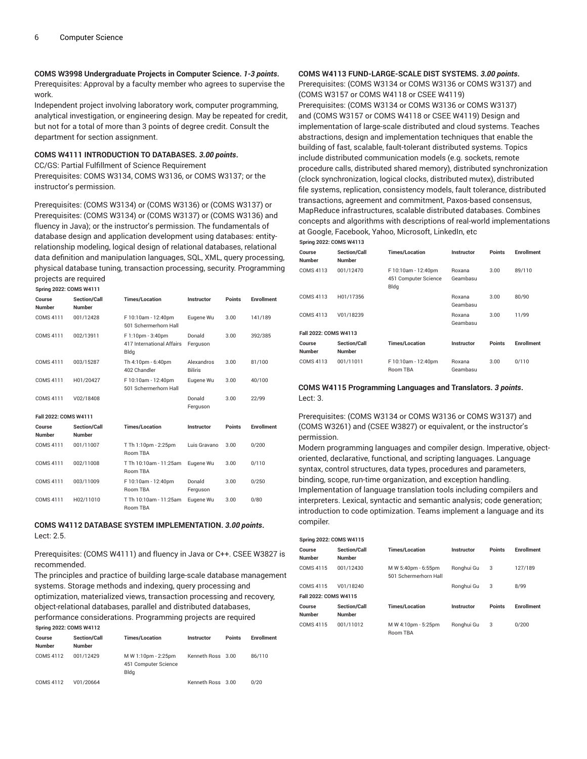**COMS W3998 Undergraduate Projects in Computer Science.** ***1-3 points*****.**

Prerequisites: Approval by a faculty member who agrees to supervise the work.

Independent project involving laboratory work, computer programming, analytical investigation, or engineering design. May be repeated for credit, but not for a total of more than 3 points of degree credit. Consult the department for section assignment.

**COMS W4111 INTRODUCTION TO DATABASES.** ***3.00 points*****.**

CC/GS: Partial Fulfillment of Science Requirement

Prerequisites: COMS W3134, COMS W3136, or COMS W3137; or the instructor's permission.

Prerequisites: (COMS W3134) or (COMS W3136) or (COMS W3137) or Prerequisites: (COMS W3134) or (COMS W3137) or (COMS W3136) and fluency in Java); or the instructor's permission. The fundamentals of database design and application development using databases: entity-relationship modeling, logical design of relational databases, relational data definition and manipulation languages, SQL, XML, query processing, physical database tuning, transaction processing, security. Programming projects are required

**Spring 2022: COMS W4111**

| Course Number | Section/Call Number | Times/Location | Instructor | Points | Enrollment |
|---|---|---|---|---|---|
| COMS 4111 | 001/12428 | F 10:10am - 12:40pm 501 Schermerhorn Hall | Eugene Wu | 3.00 | 141/189 |
| COMS 4111 | 002/13911 | F 1:10pm - 3:40pm 417 International Affairs Bldg | Donald Ferguson | 3.00 | 392/385 |
| COMS 4111 | 003/15287 | Th 4:10pm - 6:40pm 402 Chandler | Alexandros Biliris | 3.00 | 81/100 |
| COMS 4111 | H01/20427 | F 10:10am - 12:40pm 501 Schermerhorn Hall | Eugene Wu | 3.00 | 40/100 |
| COMS 4111 | V02/18408 | | Donald Ferguson | 3.00 | 22/99 |

**Fall 2022: COMS W4111**

| Course Number | Section/Call Number | Times/Location | Instructor | Points | Enrollment |
|---|---|---|---|---|---|
| COMS 4111 | 001/11007 | T Th 1:10pm - 2:25pm Room TBA | Luis Gravano | 3.00 | 0/200 |
| COMS 4111 | 002/11008 | T Th 10:10am - 11:25am Room TBA | Eugene Wu | 3.00 | 0/110 |
| COMS 4111 | 003/11009 | F 10:10am - 12:40pm Room TBA | Donald Ferguson | 3.00 | 0/250 |
| COMS 4111 | H02/11010 | T Th 10:10am - 11:25am Room TBA | Eugene Wu | 3.00 | 0/80 |

**COMS W4112 DATABASE SYSTEM IMPLEMENTATION.** ***3.00 points*****.**

Lect: 2.5.

Prerequisites: (COMS W4111) and fluency in Java or C++. CSEE W3827 is recommended.

The principles and practice of building large-scale database management systems. Storage methods and indexing, query processing and optimization, materialized views, transaction processing and recovery, object-relational databases, parallel and distributed databases, performance considerations. Programming projects are required

**Spring 2022: COMS W4112**

| Course Number | Section/Call Number | Times/Location | Instructor | Points | Enrollment |
|---|---|---|---|---|---|
| COMS 4112 | 001/12429 | M W 1:10pm - 2:25pm 451 Computer Science Bldg | Kenneth Ross | 3.00 | 86/110 |
| COMS 4112 | V01/20664 | | Kenneth Ross | 3.00 | 0/20 |

**COMS W4113 FUND-LARGE-SCALE DIST SYSTEMS.** ***3.00 points*****.**

Prerequisites: (COMS W3134 or COMS W3136 or COMS W3137) and (COMS W3157 or COMS W4118 or CSEE W4119)

Prerequisites: (COMS W3134 or COMS W3136 or COMS W3137) and (COMS W3157 or COMS W4118 or CSEE W4119) Design and implementation of large-scale distributed and cloud systems. Teaches abstractions, design and implementation techniques that enable the building of fast, scalable, fault-tolerant distributed systems. Topics include distributed communication models (e.g. sockets, remote procedure calls, distributed shared memory), distributed synchronization (clock synchronization, logical clocks, distributed mutex), distributed file systems, replication, consistency models, fault tolerance, distributed transactions, agreement and commitment, Paxos-based consensus, MapReduce infrastructures, scalable distributed databases. Combines concepts and algorithms with descriptions of real-world implementations at Google, Facebook, Yahoo, Microsoft, LinkedIn, etc

**Spring 2022: COMS W4113**

| Course Number | Section/Call Number | Times/Location | Instructor | Points | Enrollment |
|---|---|---|---|---|---|
| COMS 4113 | 001/12470 | F 10:10am - 12:40pm 451 Computer Science Bldg | Roxana Geambasu | 3.00 | 89/110 |
| COMS 4113 | H01/17356 | | Roxana Geambasu | 3.00 | 80/90 |
| COMS 4113 | V01/18239 | | Roxana Geambasu | 3.00 | 11/99 |

**Fall 2022: COMS W4113**

| Course Number | Section/Call Number | Times/Location | Instructor | Points | Enrollment |
|---|---|---|---|---|---|
| COMS 4113 | 001/11011 | F 10:10am - 12:40pm Room TBA | Roxana Geambasu | 3.00 | 0/110 |

**COMS W4115 Programming Languages and Translators.** ***3 points*****.**

Lect: 3.

Prerequisites: (COMS W3134 or COMS W3136 or COMS W3137) and (COMS W3261) and (CSEE W3827) or equivalent, or the instructor's permission.

Modern programming languages and compiler design. Imperative, object-oriented, declarative, functional, and scripting languages. Language syntax, control structures, data types, procedures and parameters, binding, scope, run-time organization, and exception handling. Implementation of language translation tools including compilers and interpreters. Lexical, syntactic and semantic analysis; code generation; introduction to code optimization. Teams implement a language and its compiler.

**Spring 2022: COMS W4115**

| Course Number | Section/Call Number | Times/Location | Instructor | Points | Enrollment |
|---|---|---|---|---|---|
| COMS 4115 | 001/12430 | M W 5:40pm - 6:55pm 501 Schermerhorn Hall | Ronghui Gu | 3 | 127/189 |
| COMS 4115 | V01/18240 | | Ronghui Gu | 3 | 8/99 |

**Fall 2022: COMS W4115**

| Course Number | Section/Call Number | Times/Location | Instructor | Points | Enrollment |
|---|---|---|---|---|---|
| COMS 4115 | 001/11012 | M W 4:10pm - 5:25pm Room TBA | Ronghui Gu | 3 | 0/200 |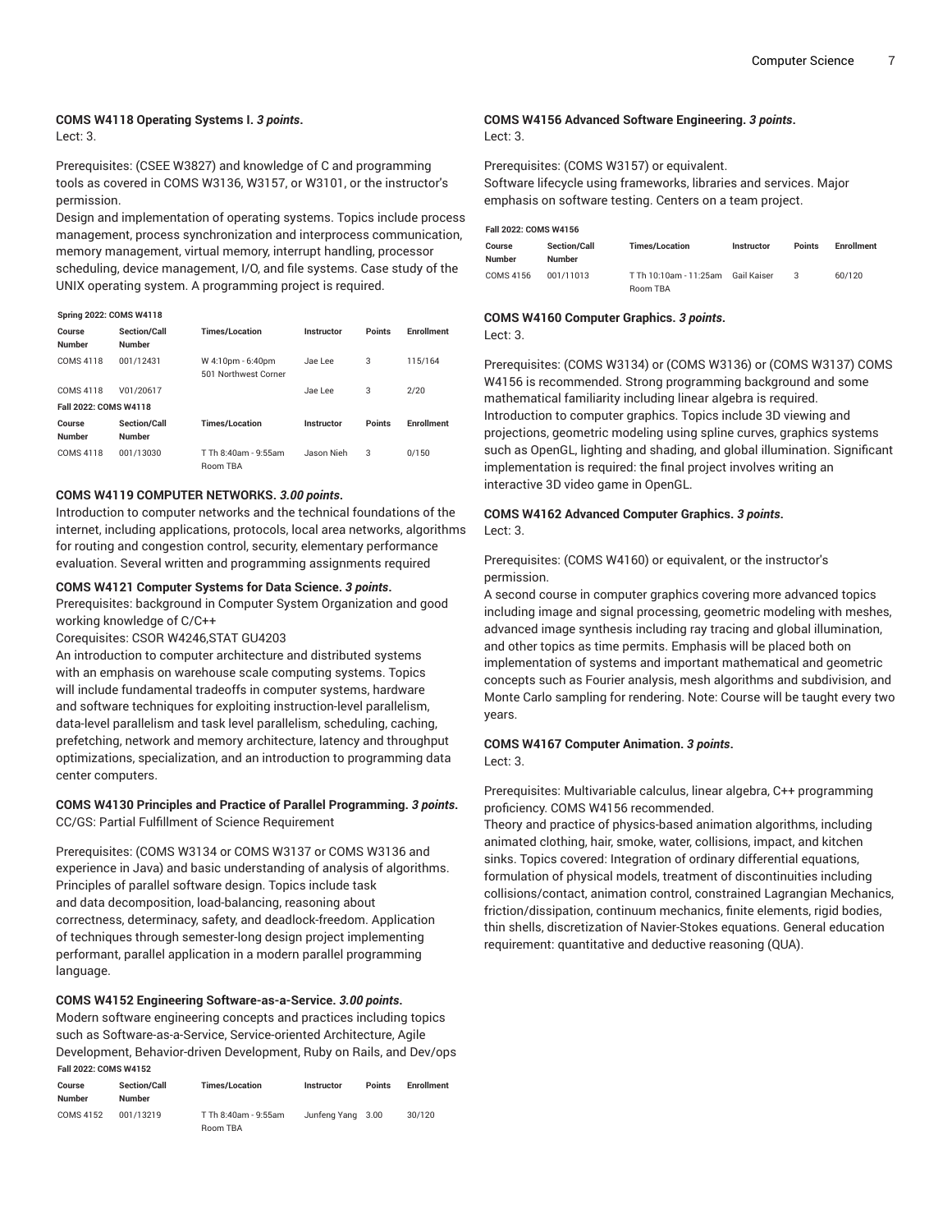#### COMS W4118 Operating Systems I. *3 points*.

Lect: 3.

Prerequisites: (CSEE W3827) and knowledge of C and programming tools as covered in COMS W3136, W3157, or W3101, or the instructor's permission.
Design and implementation of operating systems. Topics include process management, process synchronization and interprocess communication, memory management, virtual memory, interrupt handling, processor scheduling, device management, I/O, and file systems. Case study of the UNIX operating system. A programming project is required.

**Spring 2022: COMS W4118**

| Course Number | Section/Call Number | Times/Location | Instructor | Points | Enrollment |
|---|---|---|---|---|---|
| COMS 4118 | 001/12431 | W 4:10pm - 6:40pm<br>501 Northwest Corner | Jae Lee | 3 | 115/164 |
| COMS 4118 | V01/20617 | | Jae Lee | 3 | 2/20 |

**Fall 2022: COMS W4118**

| Course Number | Section/Call Number | Times/Location | Instructor | Points | Enrollment |
|---|---|---|---|---|---|
| COMS 4118 | 001/13030 | T Th 8:40am - 9:55am<br>Room TBA | Jason Nieh | 3 | 0/150 |

#### COMS W4119 COMPUTER NETWORKS. *3.00 points*.

Introduction to computer networks and the technical foundations of the internet, including applications, protocols, local area networks, algorithms for routing and congestion control, security, elementary performance evaluation. Several written and programming assignments required

#### COMS W4121 Computer Systems for Data Science. *3 points*.

Prerequisites: background in Computer System Organization and good working knowledge of C/C++
Corequisites: CSOR W4246,STAT GU4203
An introduction to computer architecture and distributed systems with an emphasis on warehouse scale computing systems. Topics will include fundamental tradeoffs in computer systems, hardware and software techniques for exploiting instruction-level parallelism, data-level parallelism and task level parallelism, scheduling, caching, prefetching, network and memory architecture, latency and throughput optimizations, specialization, and an introduction to programming data center computers.

#### COMS W4130 Principles and Practice of Parallel Programming. *3 points*.

CC/GS: Partial Fulfillment of Science Requirement

Prerequisites: (COMS W3134 or COMS W3137 or COMS W3136 and experience in Java) and basic understanding of analysis of algorithms.
Principles of parallel software design. Topics include task and data decomposition, load-balancing, reasoning about correctness, determinacy, safety, and deadlock-freedom. Application of techniques through semester-long design project implementing performant, parallel application in a modern parallel programming language.

#### COMS W4152 Engineering Software-as-a-Service. *3.00 points*.

Modern software engineering concepts and practices including topics such as Software-as-a-Service, Service-oriented Architecture, Agile Development, Behavior-driven Development, Ruby on Rails, and Dev/ops

**Fall 2022: COMS W4152**

| Course Number | Section/Call Number | Times/Location | Instructor | Points | Enrollment |
|---|---|---|---|---|---|
| COMS 4152 | 001/13219 | T Th 8:40am - 9:55am<br>Room TBA | Junfeng Yang | 3.00 | 30/120 |

#### COMS W4156 Advanced Software Engineering. *3 points*.

Lect: 3.

Prerequisites: (COMS W3157) or equivalent.
Software lifecycle using frameworks, libraries and services. Major emphasis on software testing. Centers on a team project.

**Fall 2022: COMS W4156**

| Course Number | Section/Call Number | Times/Location | Instructor | Points | Enrollment |
|---|---|---|---|---|---|
| COMS 4156 | 001/11013 | T Th 10:10am - 11:25am<br>Room TBA | Gail Kaiser | 3 | 60/120 |

#### COMS W4160 Computer Graphics. *3 points*.

Lect: 3.

Prerequisites: (COMS W3134) or (COMS W3136) or (COMS W3137) COMS W4156 is recommended. Strong programming background and some mathematical familiarity including linear algebra is required.
Introduction to computer graphics. Topics include 3D viewing and projections, geometric modeling using spline curves, graphics systems such as OpenGL, lighting and shading, and global illumination. Significant implementation is required: the final project involves writing an interactive 3D video game in OpenGL.

#### COMS W4162 Advanced Computer Graphics. *3 points*.

Lect: 3.

Prerequisites: (COMS W4160) or equivalent, or the instructor's permission.
A second course in computer graphics covering more advanced topics including image and signal processing, geometric modeling with meshes, advanced image synthesis including ray tracing and global illumination, and other topics as time permits. Emphasis will be placed both on implementation of systems and important mathematical and geometric concepts such as Fourier analysis, mesh algorithms and subdivision, and Monte Carlo sampling for rendering. Note: Course will be taught every two years.

#### COMS W4167 Computer Animation. *3 points*.

Lect: 3.

Prerequisites: Multivariable calculus, linear algebra, C++ programming proficiency. COMS W4156 recommended.
Theory and practice of physics-based animation algorithms, including animated clothing, hair, smoke, water, collisions, impact, and kitchen sinks. Topics covered: Integration of ordinary differential equations, formulation of physical models, treatment of discontinuities including collisions/contact, animation control, constrained Lagrangian Mechanics, friction/dissipation, continuum mechanics, finite elements, rigid bodies, thin shells, discretization of Navier-Stokes equations. General education requirement: quantitative and deductive reasoning (QUA).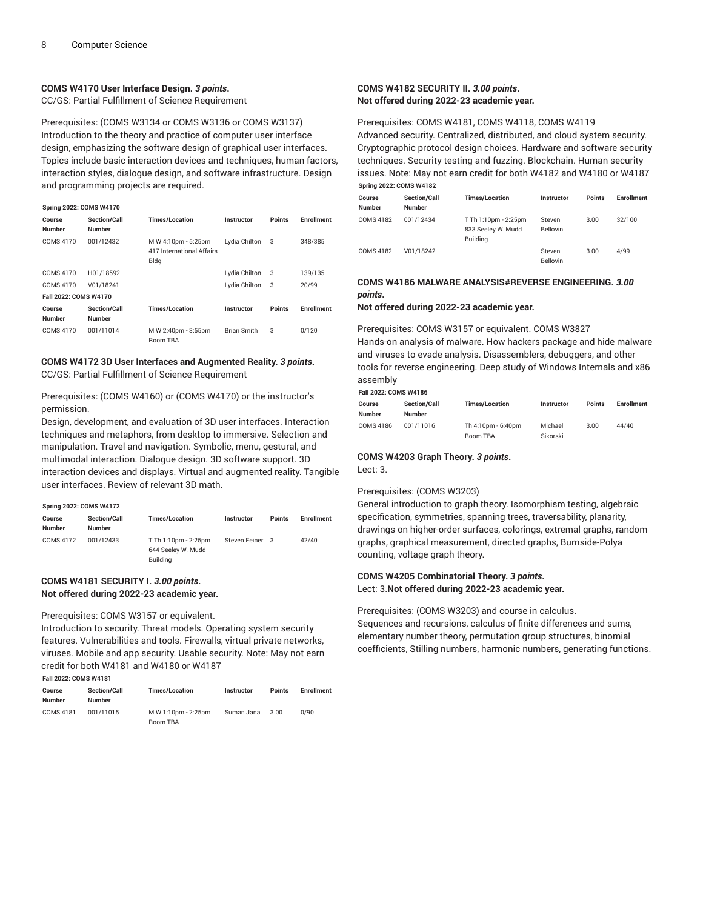**COMS W4170 User Interface Design.** ***3 points*****.**
CC/GS: Partial Fulfillment of Science Requirement

Prerequisites: (COMS W3134 or COMS W3136 or COMS W3137)
Introduction to the theory and practice of computer user interface design, emphasizing the software design of graphical user interfaces. Topics include basic interaction devices and techniques, human factors, interaction styles, dialogue design, and software infrastructure. Design and programming projects are required.

**Spring 2022: COMS W4170**

| Course Number | Section/Call Number | Times/Location | Instructor | Points | Enrollment |
|---|---|---|---|---|---|
| COMS 4170 | 001/12432 | M W 4:10pm - 5:25pm 417 International Affairs Bldg | Lydia Chilton | 3 | 348/385 |
| COMS 4170 | H01/18592 | | Lydia Chilton | 3 | 139/135 |
| COMS 4170 | V01/18241 | | Lydia Chilton | 3 | 20/99 |

**Fall 2022: COMS W4170**

| Course Number | Section/Call Number | Times/Location | Instructor | Points | Enrollment |
|---|---|---|---|---|---|
| COMS 4170 | 001/11014 | M W 2:40pm - 3:55pm Room TBA | Brian Smith | 3 | 0/120 |

**COMS W4172 3D User Interfaces and Augmented Reality.** ***3 points*****.**
CC/GS: Partial Fulfillment of Science Requirement

Prerequisites: (COMS W4160) or (COMS W4170) or the instructor's permission.
Design, development, and evaluation of 3D user interfaces. Interaction techniques and metaphors, from desktop to immersive. Selection and manipulation. Travel and navigation. Symbolic, menu, gestural, and multimodal interaction. Dialogue design. 3D software support. 3D interaction devices and displays. Virtual and augmented reality. Tangible user interfaces. Review of relevant 3D math.

**Spring 2022: COMS W4172**

| Course Number | Section/Call Number | Times/Location | Instructor | Points | Enrollment |
|---|---|---|---|---|---|
| COMS 4172 | 001/12433 | T Th 1:10pm - 2:25pm 644 Seeley W. Mudd Building | Steven Feiner | 3 | 42/40 |

**COMS W4181 SECURITY I.** ***3.00 points*****.**
**Not offered during 2022-23 academic year.**

Prerequisites: COMS W3157 or equivalent.
Introduction to security. Threat models. Operating system security features. Vulnerabilities and tools. Firewalls, virtual private networks, viruses. Mobile and app security. Usable security. Note: May not earn credit for both W4181 and W4180 or W4187

**Fall 2022: COMS W4181**

| Course Number | Section/Call Number | Times/Location | Instructor | Points | Enrollment |
|---|---|---|---|---|---|
| COMS 4181 | 001/11015 | M W 1:10pm - 2:25pm Room TBA | Suman Jana | 3.00 | 0/90 |

**COMS W4182 SECURITY II.** ***3.00 points*****.**
**Not offered during 2022-23 academic year.**

Prerequisites: COMS W4181, COMS W4118, COMS W4119
Advanced security. Centralized, distributed, and cloud system security. Cryptographic protocol design choices. Hardware and software security techniques. Security testing and fuzzing. Blockchain. Human security issues. Note: May not earn credit for both W4182 and W4180 or W4187

**Spring 2022: COMS W4182**

| Course Number | Section/Call Number | Times/Location | Instructor | Points | Enrollment |
|---|---|---|---|---|---|
| COMS 4182 | 001/12434 | T Th 1:10pm - 2:25pm 833 Seeley W. Mudd Building | Steven Bellovin | 3.00 | 32/100 |
| COMS 4182 | V01/18242 | | Steven Bellovin | 3.00 | 4/99 |

**COMS W4186 MALWARE ANALYSIS#REVERSE ENGINEERING.** ***3.00 points*****.**
**Not offered during 2022-23 academic year.**

Prerequisites: COMS W3157 or equivalent. COMS W3827
Hands-on analysis of malware. How hackers package and hide malware and viruses to evade analysis. Disassemblers, debuggers, and other tools for reverse engineering. Deep study of Windows Internals and x86 assembly

**Fall 2022: COMS W4186**

| Course Number | Section/Call Number | Times/Location | Instructor | Points | Enrollment |
|---|---|---|---|---|---|
| COMS 4186 | 001/11016 | Th 4:10pm - 6:40pm Room TBA | Michael Sikorski | 3.00 | 44/40 |

**COMS W4203 Graph Theory.** ***3 points*****.**
Lect: 3.

Prerequisites: (COMS W3203)
General introduction to graph theory. Isomorphism testing, algebraic specification, symmetries, spanning trees, traversability, planarity, drawings on higher-order surfaces, colorings, extremal graphs, random graphs, graphical measurement, directed graphs, Burnside-Polya counting, voltage graph theory.

**COMS W4205 Combinatorial Theory.** ***3 points*****.**
Lect: 3.**Not offered during 2022-23 academic year.**

Prerequisites: (COMS W3203) and course in calculus.
Sequences and recursions, calculus of finite differences and sums, elementary number theory, permutation group structures, binomial coefficients, Stilling numbers, harmonic numbers, generating functions.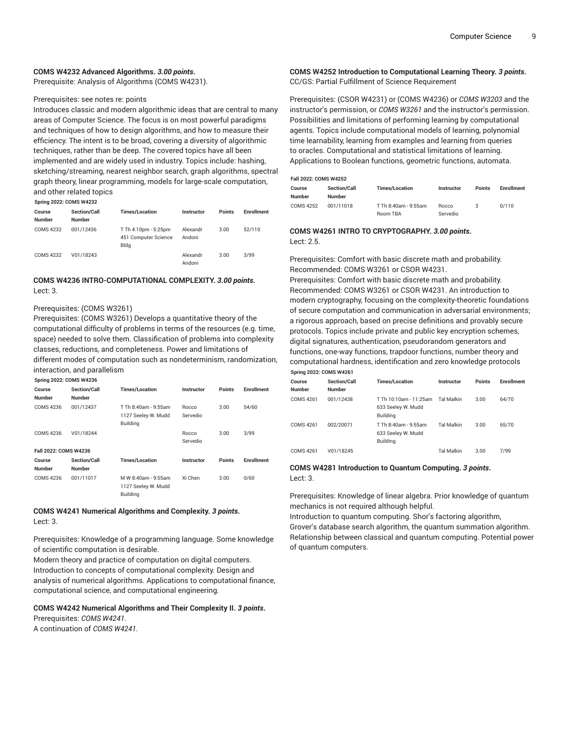**COMS W4232 Advanced Algorithms.** ***3.00 points*****.**

Prerequisite: Analysis of Algorithms (COMS W4231).

Prerequisites: see notes re: points

Introduces classic and modern algorithmic ideas that are central to many areas of Computer Science. The focus is on most powerful paradigms and techniques of how to design algorithms, and how to measure their efficiency. The intent is to be broad, covering a diversity of algorithmic techniques, rather than be deep. The covered topics have all been implemented and are widely used in industry. Topics include: hashing, sketching/streaming, nearest neighbor search, graph algorithms, spectral graph theory, linear programming, models for large-scale computation, and other related topics

**Spring 2022: COMS W4232**

| Course Number | Section/Call Number | Times/Location | Instructor | Points | Enrollment |
|---|---|---|---|---|---|
| COMS 4232 | 001/12436 | T Th 4:10pm - 5:25pm 451 Computer Science Bldg | Alexandr Andoni | 3.00 | 52/110 |
| COMS 4232 | V01/18243 | | Alexandr Andoni | 3.00 | 3/99 |

**COMS W4236 INTRO-COMPUTATIONAL COMPLEXITY.** ***3.00 points*****.**

Lect: 3.

Prerequisites: (COMS W3261)

Prerequisites: (COMS W3261) Develops a quantitative theory of the computational difficulty of problems in terms of the resources (e.g. time, space) needed to solve them. Classification of problems into complexity classes, reductions, and completeness. Power and limitations of different modes of computation such as nondeterminism, randomization, interaction, and parallelism

**Spring 2022: COMS W4236**

| Course Number | Section/Call Number | Times/Location | Instructor | Points | Enrollment |
|---|---|---|---|---|---|
| COMS 4236 | 001/12437 | T Th 8:40am - 9:55am 1127 Seeley W. Mudd Building | Rocco Servedio | 3.00 | 54/60 |
| COMS 4236 | V01/18244 | | Rocco Servedio | 3.00 | 3/99 |

**Fall 2022: COMS W4236**

| Course Number | Section/Call Number | Times/Location | Instructor | Points | Enrollment |
|---|---|---|---|---|---|
| COMS 4236 | 001/11017 | M W 8:40am - 9:55am 1127 Seeley W. Mudd Building | Xi Chen | 3.00 | 0/60 |

**COMS W4241 Numerical Algorithms and Complexity.** ***3 points*****.**

Lect: 3.

Prerequisites: Knowledge of a programming language. Some knowledge of scientific computation is desirable.

Modern theory and practice of computation on digital computers. Introduction to concepts of computational complexity. Design and analysis of numerical algorithms. Applications to computational finance, computational science, and computational engineering.

**COMS W4242 Numerical Algorithms and Their Complexity II.** ***3 points*****.**

Prerequisites: *COMS W4241*.

A continuation of *COMS W4241*.

**COMS W4252 Introduction to Computational Learning Theory.** ***3 points*****.**

CC/GS: Partial Fulfillment of Science Requirement

Prerequisites: (CSOR W4231) or (COMS W4236) or *COMS W3203* and the instructor's permission, or *COMS W3261* and the instructor's permission. Possibilities and limitations of performing learning by computational agents. Topics include computational models of learning, polynomial time learnability, learning from examples and learning from queries to oracles. Computational and statistical limitations of learning. Applications to Boolean functions, geometric functions, automata.

**Fall 2022: COMS W4252**

| Course Number | Section/Call Number | Times/Location | Instructor | Points | Enrollment |
|---|---|---|---|---|---|
| COMS 4252 | 001/11018 | T Th 8:40am - 9:55am Room TBA | Rocco Servedio | 3 | 0/110 |

**COMS W4261 INTRO TO CRYPTOGRAPHY.** ***3.00 points*****.**

Lect: 2.5.

Prerequisites: Comfort with basic discrete math and probability. Recommended: COMS W3261 or CSOR W4231.

Prerequisites: Comfort with basic discrete math and probability. Recommended: COMS W3261 or CSOR W4231. An introduction to modern cryptography, focusing on the complexity-theoretic foundations of secure computation and communication in adversarial environments; a rigorous approach, based on precise definitions and provably secure protocols. Topics include private and public key encryption schemes, digital signatures, authentication, pseudorandom generators and functions, one-way functions, trapdoor functions, number theory and computational hardness, identification and zero knowledge protocols

**Spring 2022: COMS W4261**

| Course Number | Section/Call Number | Times/Location | Instructor | Points | Enrollment |
|---|---|---|---|---|---|
| COMS 4261 | 001/12438 | T Th 10:10am - 11:25am 633 Seeley W. Mudd Building | Tal Malkin | 3.00 | 64/70 |
| COMS 4261 | 002/20071 | T Th 8:40am - 9:55am 633 Seeley W. Mudd Building | Tal Malkin | 3.00 | 65/70 |
| COMS 4261 | V01/18245 | | Tal Malkin | 3.00 | 7/99 |

**COMS W4281 Introduction to Quantum Computing.** ***3 points*****.**

Lect: 3.

Prerequisites: Knowledge of linear algebra. Prior knowledge of quantum mechanics is not required although helpful.

Introduction to quantum computing. Shor's factoring algorithm, Grover's database search algorithm, the quantum summation algorithm. Relationship between classical and quantum computing. Potential power of quantum computers.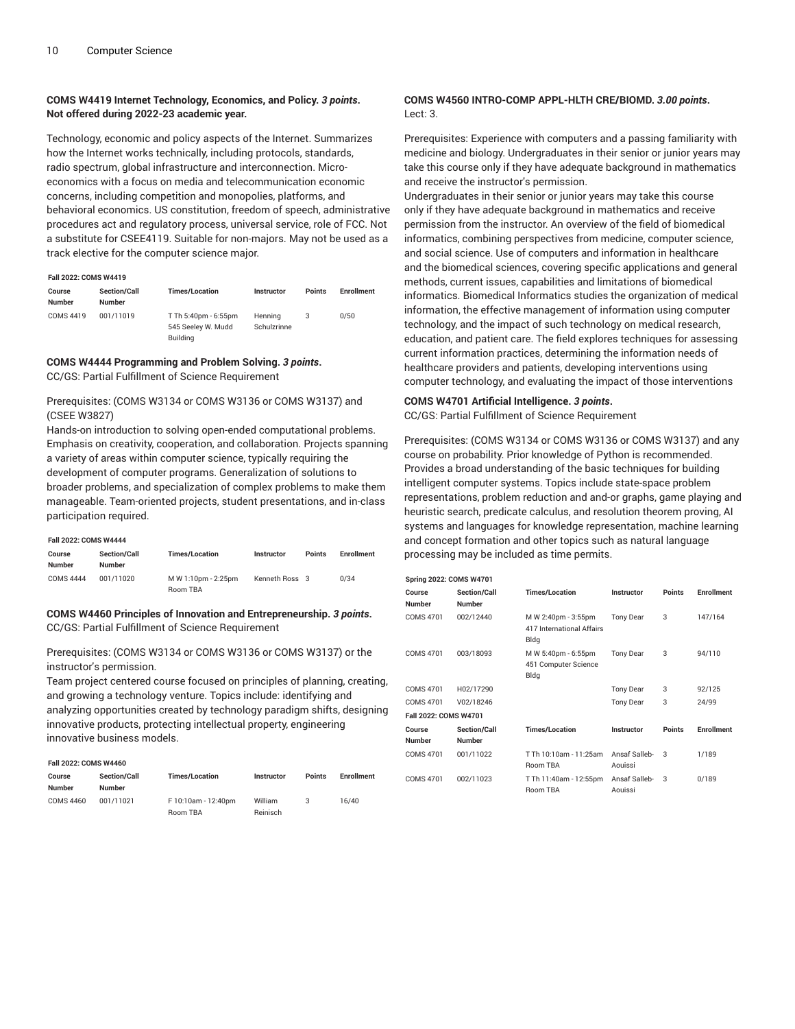**COMS W4419 Internet Technology, Economics, and Policy.** ***3 points*. Not offered during 2022-23 academic year.**

Technology, economic and policy aspects of the Internet. Summarizes how the Internet works technically, including protocols, standards, radio spectrum, global infrastructure and interconnection. Micro-economics with a focus on media and telecommunication economic concerns, including competition and monopolies, platforms, and behavioral economics. US constitution, freedom of speech, administrative procedures act and regulatory process, universal service, role of FCC. Not a substitute for CSEE4119. Suitable for non-majors. May not be used as a track elective for the computer science major.

**Fall 2022: COMS W4419**

| Course Number | Section/Call Number | Times/Location | Instructor | Points | Enrollment |
|---|---|---|---|---|---|
| COMS 4419 | 001/11019 | T Th 5:40pm - 6:55pm 545 Seeley W. Mudd Building | Henning Schulzrinne | 3 | 0/50 |

**COMS W4444 Programming and Problem Solving.** ***3 points*.**
CC/GS: Partial Fulfillment of Science Requirement

Prerequisites: (COMS W3134 or COMS W3136 or COMS W3137) and (CSEE W3827)
Hands-on introduction to solving open-ended computational problems. Emphasis on creativity, cooperation, and collaboration. Projects spanning a variety of areas within computer science, typically requiring the development of computer programs. Generalization of solutions to broader problems, and specialization of complex problems to make them manageable. Team-oriented projects, student presentations, and in-class participation required.

**Fall 2022: COMS W4444**

| Course Number | Section/Call Number | Times/Location | Instructor | Points | Enrollment |
|---|---|---|---|---|---|
| COMS 4444 | 001/11020 | M W 1:10pm - 2:25pm Room TBA | Kenneth Ross | 3 | 0/34 |

**COMS W4460 Principles of Innovation and Entrepreneurship.** ***3 points*.**
CC/GS: Partial Fulfillment of Science Requirement

Prerequisites: (COMS W3134 or COMS W3136 or COMS W3137) or the instructor's permission.
Team project centered course focused on principles of planning, creating, and growing a technology venture. Topics include: identifying and analyzing opportunities created by technology paradigm shifts, designing innovative products, protecting intellectual property, engineering innovative business models.

**Fall 2022: COMS W4460**

| Course Number | Section/Call Number | Times/Location | Instructor | Points | Enrollment |
|---|---|---|---|---|---|
| COMS 4460 | 001/11021 | F 10:10am - 12:40pm Room TBA | William Reinisch | 3 | 16/40 |

**COMS W4560 INTRO-COMP APPL-HLTH CRE/BIOMD.** ***3.00 points*.**
Lect: 3.

Prerequisites: Experience with computers and a passing familiarity with medicine and biology. Undergraduates in their senior or junior years may take this course only if they have adequate background in mathematics and receive the instructor's permission.
Undergraduates in their senior or junior years may take this course only if they have adequate background in mathematics and receive permission from the instructor. An overview of the field of biomedical informatics, combining perspectives from medicine, computer science, and social science. Use of computers and information in healthcare and the biomedical sciences, covering specific applications and general methods, current issues, capabilities and limitations of biomedical informatics. Biomedical Informatics studies the organization of medical information, the effective management of information using computer technology, and the impact of such technology on medical research, education, and patient care. The field explores techniques for assessing current information practices, determining the information needs of healthcare providers and patients, developing interventions using computer technology, and evaluating the impact of those interventions

**COMS W4701 Artificial Intelligence.** ***3 points*.**
CC/GS: Partial Fulfillment of Science Requirement

Prerequisites: (COMS W3134 or COMS W3136 or COMS W3137) and any course on probability. Prior knowledge of Python is recommended.
Provides a broad understanding of the basic techniques for building intelligent computer systems. Topics include state-space problem representations, problem reduction and and-or graphs, game playing and heuristic search, predicate calculus, and resolution theorem proving, AI systems and languages for knowledge representation, machine learning and concept formation and other topics such as natural language processing may be included as time permits.

**Spring 2022: COMS W4701**

| Course Number | Section/Call Number | Times/Location | Instructor | Points | Enrollment |
|---|---|---|---|---|---|
| COMS 4701 | 002/12440 | M W 2:40pm - 3:55pm 417 International Affairs Bldg | Tony Dear | 3 | 147/164 |
| COMS 4701 | 003/18093 | M W 5:40pm - 6:55pm 451 Computer Science Bldg | Tony Dear | 3 | 94/110 |
| COMS 4701 | H02/17290 | | Tony Dear | 3 | 92/125 |
| COMS 4701 | V02/18246 | | Tony Dear | 3 | 24/99 |

**Fall 2022: COMS W4701**

| Course Number | Section/Call Number | Times/Location | Instructor | Points | Enrollment |
|---|---|---|---|---|---|
| COMS 4701 | 001/11022 | T Th 10:10am - 11:25am Room TBA | Ansaf Salleb-Aouissi | 3 | 1/189 |
| COMS 4701 | 002/11023 | T Th 11:40am - 12:55pm Room TBA | Ansaf Salleb-Aouissi | 3 | 0/189 |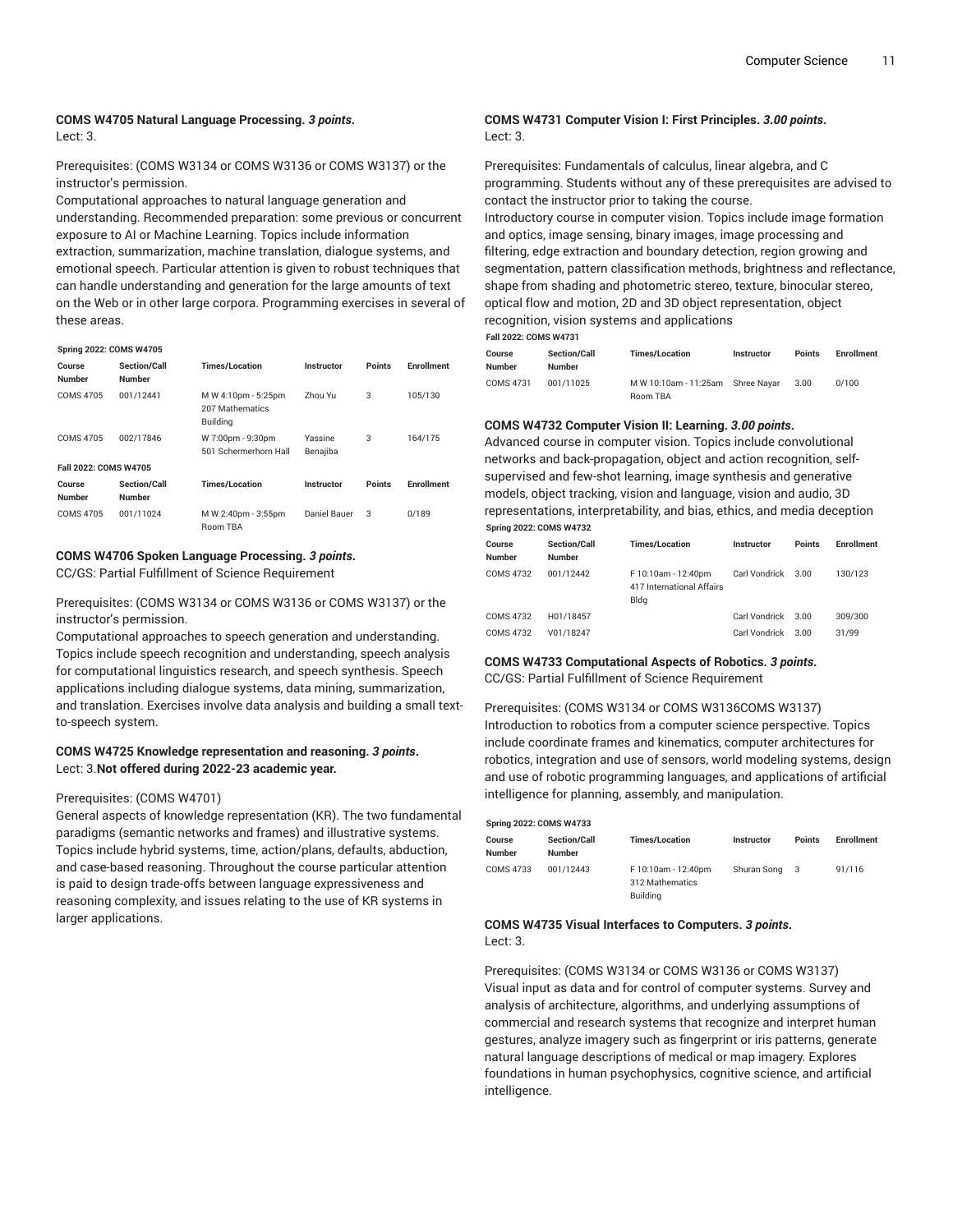**COMS W4705 Natural Language Processing.** ***3 points*.**
Lect: 3.

Prerequisites: (COMS W3134 or COMS W3136 or COMS W3137) or the instructor's permission.
Computational approaches to natural language generation and understanding. Recommended preparation: some previous or concurrent exposure to AI or Machine Learning. Topics include information extraction, summarization, machine translation, dialogue systems, and emotional speech. Particular attention is given to robust techniques that can handle understanding and generation for the large amounts of text on the Web or in other large corpora. Programming exercises in several of these areas.

**Spring 2022: COMS W4705**

| Course Number | Section/Call Number | Times/Location | Instructor | Points | Enrollment |
|---|---|---|---|---|---|
| COMS 4705 | 001/12441 | M W 4:10pm - 5:25pm 207 Mathematics Building | Zhou Yu | 3 | 105/130 |
| COMS 4705 | 002/17846 | W 7:00pm - 9:30pm 501 Schermerhorn Hall | Yassine Benajiba | 3 | 164/175 |

**Fall 2022: COMS W4705**

| Course Number | Section/Call Number | Times/Location | Instructor | Points | Enrollment |
|---|---|---|---|---|---|
| COMS 4705 | 001/11024 | M W 2:40pm - 3:55pm Room TBA | Daniel Bauer | 3 | 0/189 |

**COMS W4706 Spoken Language Processing.** ***3 points*.**
CC/GS: Partial Fulfillment of Science Requirement

Prerequisites: (COMS W3134 or COMS W3136 or COMS W3137) or the instructor's permission.
Computational approaches to speech generation and understanding. Topics include speech recognition and understanding, speech analysis for computational linguistics research, and speech synthesis. Speech applications including dialogue systems, data mining, summarization, and translation. Exercises involve data analysis and building a small text-to-speech system.

**COMS W4725 Knowledge representation and reasoning.** ***3 points*.**
Lect: 3.**Not offered during 2022-23 academic year.**

Prerequisites: (COMS W4701)
General aspects of knowledge representation (KR). The two fundamental paradigms (semantic networks and frames) and illustrative systems. Topics include hybrid systems, time, action/plans, defaults, abduction, and case-based reasoning. Throughout the course particular attention is paid to design trade-offs between language expressiveness and reasoning complexity, and issues relating to the use of KR systems in larger applications.

**COMS W4731 Computer Vision I: First Principles.** ***3.00 points*.**
Lect: 3.

Prerequisites: Fundamentals of calculus, linear algebra, and C programming. Students without any of these prerequisites are advised to contact the instructor prior to taking the course.
Introductory course in computer vision. Topics include image formation and optics, image sensing, binary images, image processing and filtering, edge extraction and boundary detection, region growing and segmentation, pattern classification methods, brightness and reflectance, shape from shading and photometric stereo, texture, binocular stereo, optical flow and motion, 2D and 3D object representation, object recognition, vision systems and applications

**Fall 2022: COMS W4731**

| Course Number | Section/Call Number | Times/Location | Instructor | Points | Enrollment |
|---|---|---|---|---|---|
| COMS 4731 | 001/11025 | M W 10:10am - 11:25am Room TBA | Shree Nayar | 3.00 | 0/100 |

**COMS W4732 Computer Vision II: Learning.** ***3.00 points*.**
Advanced course in computer vision. Topics include convolutional networks and back-propagation, object and action recognition, self-supervised and few-shot learning, image synthesis and generative models, object tracking, vision and language, vision and audio, 3D representations, interpretability, and bias, ethics, and media deception

**Spring 2022: COMS W4732**

| Course Number | Section/Call Number | Times/Location | Instructor | Points | Enrollment |
|---|---|---|---|---|---|
| COMS 4732 | 001/12442 | F 10:10am - 12:40pm 417 International Affairs Bldg | Carl Vondrick | 3.00 | 130/123 |
| COMS 4732 | H01/18457 | | Carl Vondrick | 3.00 | 309/300 |
| COMS 4732 | V01/18247 | | Carl Vondrick | 3.00 | 31/99 |

**COMS W4733 Computational Aspects of Robotics.** ***3 points*.**
CC/GS: Partial Fulfillment of Science Requirement

Prerequisites: (COMS W3134 or COMS W3136COMS W3137)
Introduction to robotics from a computer science perspective. Topics include coordinate frames and kinematics, computer architectures for robotics, integration and use of sensors, world modeling systems, design and use of robotic programming languages, and applications of artificial intelligence for planning, assembly, and manipulation.

**Spring 2022: COMS W4733**

| Course Number | Section/Call Number | Times/Location | Instructor | Points | Enrollment |
|---|---|---|---|---|---|
| COMS 4733 | 001/12443 | F 10:10am - 12:40pm 312 Mathematics Building | Shuran Song | 3 | 91/116 |

**COMS W4735 Visual Interfaces to Computers.** ***3 points*.**
Lect: 3.

Prerequisites: (COMS W3134 or COMS W3136 or COMS W3137)
Visual input as data and for control of computer systems. Survey and analysis of architecture, algorithms, and underlying assumptions of commercial and research systems that recognize and interpret human gestures, analyze imagery such as fingerprint or iris patterns, generate natural language descriptions of medical or map imagery. Explores foundations in human psychophysics, cognitive science, and artificial intelligence.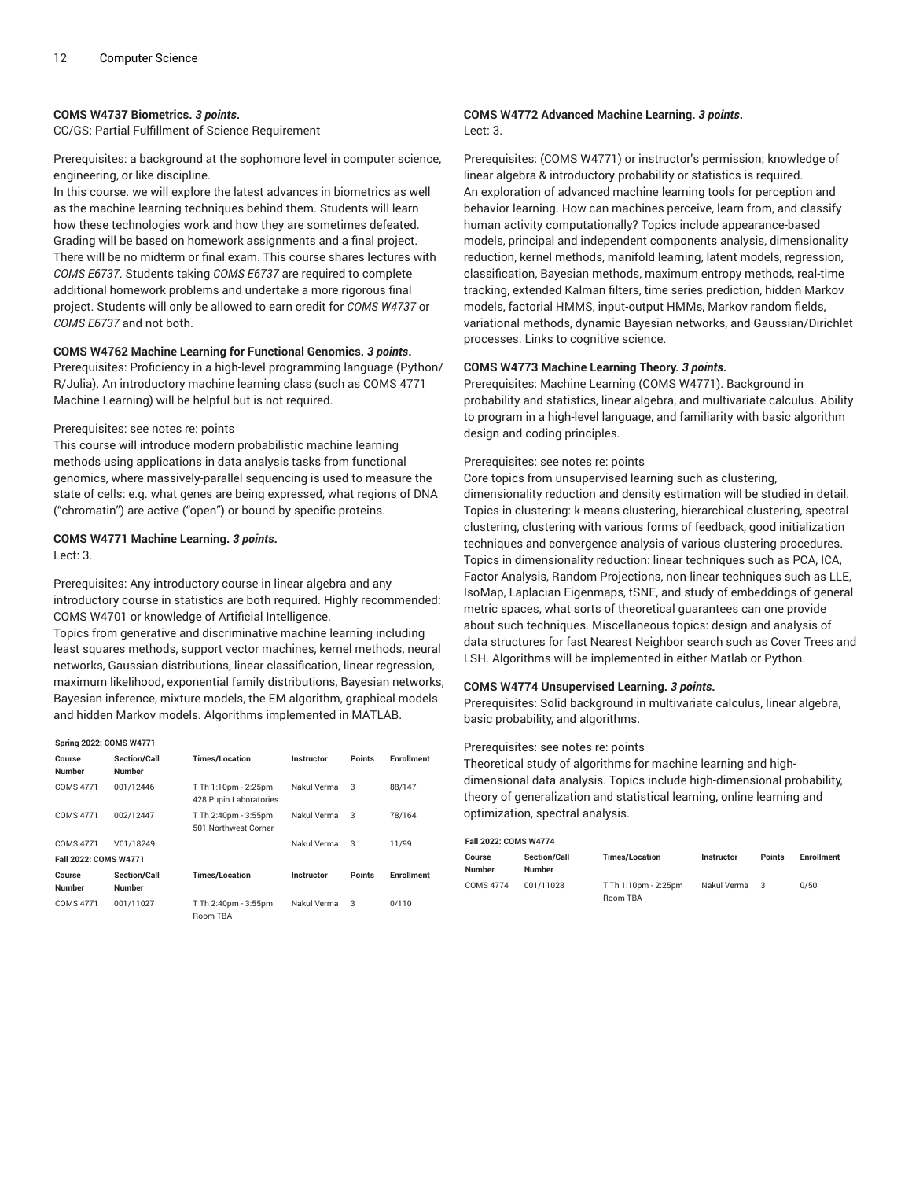**COMS W4737 Biometrics.** ***3 points.***
CC/GS: Partial Fulfillment of Science Requirement

Prerequisites: a background at the sophomore level in computer science, engineering, or like discipline.
In this course. we will explore the latest advances in biometrics as well as the machine learning techniques behind them. Students will learn how these technologies work and how they are sometimes defeated. Grading will be based on homework assignments and a final project. There will be no midterm or final exam. This course shares lectures with *COMS E6737*. Students taking *COMS E6737* are required to complete additional homework problems and undertake a more rigorous final project. Students will only be allowed to earn credit for *COMS W4737* or *COMS E6737* and not both.

**COMS W4762 Machine Learning for Functional Genomics.** ***3 points.***
Prerequisites: Proficiency in a high-level programming language (Python/R/Julia). An introductory machine learning class (such as COMS 4771 Machine Learning) will be helpful but is not required.

Prerequisites: see notes re: points
This course will introduce modern probabilistic machine learning methods using applications in data analysis tasks from functional genomics, where massively-parallel sequencing is used to measure the state of cells: e.g. what genes are being expressed, what regions of DNA ("chromatin") are active ("open") or bound by specific proteins.

**COMS W4771 Machine Learning.** ***3 points.***
Lect: 3.

Prerequisites: Any introductory course in linear algebra and any introductory course in statistics are both required. Highly recommended: COMS W4701 or knowledge of Artificial Intelligence.
Topics from generative and discriminative machine learning including least squares methods, support vector machines, kernel methods, neural networks, Gaussian distributions, linear classification, linear regression, maximum likelihood, exponential family distributions, Bayesian networks, Bayesian inference, mixture models, the EM algorithm, graphical models and hidden Markov models. Algorithms implemented in MATLAB.

**Spring 2022: COMS W4771**

| Course Number | Section/Call Number | Times/Location | Instructor | Points | Enrollment |
|---|---|---|---|---|---|
| COMS 4771 | 001/12446 | T Th 1:10pm - 2:25pm 428 Pupin Laboratories | Nakul Verma | 3 | 88/147 |
| COMS 4771 | 002/12447 | T Th 2:40pm - 3:55pm 501 Northwest Corner | Nakul Verma | 3 | 78/164 |
| COMS 4771 | V01/18249 | | Nakul Verma | 3 | 11/99 |

**Fall 2022: COMS W4771**

| Course Number | Section/Call Number | Times/Location | Instructor | Points | Enrollment |
|---|---|---|---|---|---|
| COMS 4771 | 001/11027 | T Th 2:40pm - 3:55pm Room TBA | Nakul Verma | 3 | 0/110 |

**COMS W4772 Advanced Machine Learning.** ***3 points.***
Lect: 3.

Prerequisites: (COMS W4771) or instructor's permission; knowledge of linear algebra & introductory probability or statistics is required.
An exploration of advanced machine learning tools for perception and behavior learning. How can machines perceive, learn from, and classify human activity computationally? Topics include appearance-based models, principal and independent components analysis, dimensionality reduction, kernel methods, manifold learning, latent models, regression, classification, Bayesian methods, maximum entropy methods, real-time tracking, extended Kalman filters, time series prediction, hidden Markov models, factorial HMMS, input-output HMMs, Markov random fields, variational methods, dynamic Bayesian networks, and Gaussian/Dirichlet processes. Links to cognitive science.

**COMS W4773 Machine Learning Theory.** ***3 points.***
Prerequisites: Machine Learning (COMS W4771). Background in probability and statistics, linear algebra, and multivariate calculus. Ability to program in a high-level language, and familiarity with basic algorithm design and coding principles.

Prerequisites: see notes re: points
Core topics from unsupervised learning such as clustering, dimensionality reduction and density estimation will be studied in detail. Topics in clustering: k-means clustering, hierarchical clustering, spectral clustering, clustering with various forms of feedback, good initialization techniques and convergence analysis of various clustering procedures. Topics in dimensionality reduction: linear techniques such as PCA, ICA, Factor Analysis, Random Projections, non-linear techniques such as LLE, IsoMap, Laplacian Eigenmaps, tSNE, and study of embeddings of general metric spaces, what sorts of theoretical guarantees can one provide about such techniques. Miscellaneous topics: design and analysis of data structures for fast Nearest Neighbor search such as Cover Trees and LSH. Algorithms will be implemented in either Matlab or Python.

**COMS W4774 Unsupervised Learning.** ***3 points.***
Prerequisites: Solid background in multivariate calculus, linear algebra, basic probability, and algorithms.

Prerequisites: see notes re: points
Theoretical study of algorithms for machine learning and high-dimensional data analysis. Topics include high-dimensional probability, theory of generalization and statistical learning, online learning and optimization, spectral analysis.

**Fall 2022: COMS W4774**

| Course Number | Section/Call Number | Times/Location | Instructor | Points | Enrollment |
|---|---|---|---|---|---|
| COMS 4774 | 001/11028 | T Th 1:10pm - 2:25pm Room TBA | Nakul Verma | 3 | 0/50 |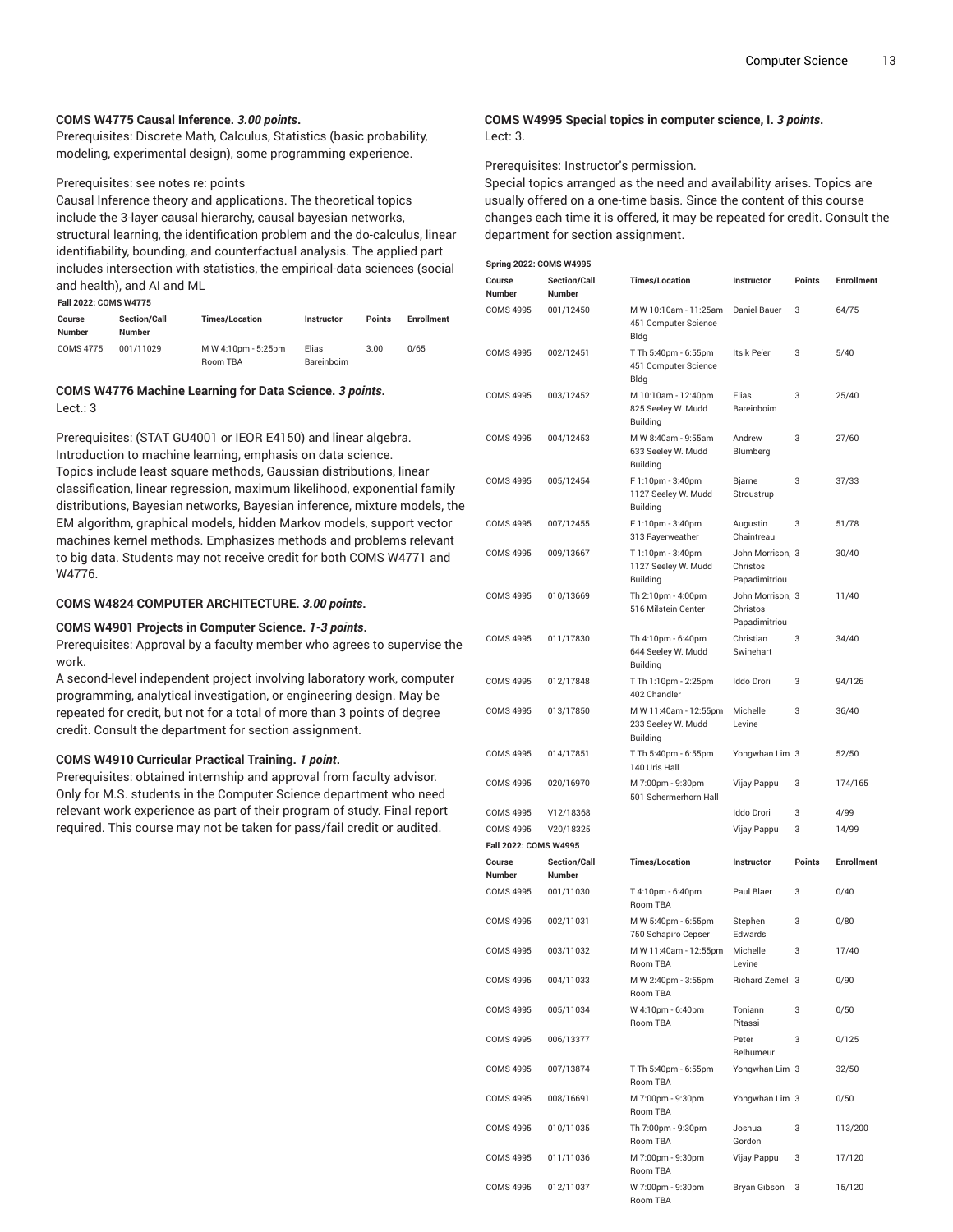**COMS W4775 Causal Inference.** ***3.00 points*****.**

Prerequisites: Discrete Math, Calculus, Statistics (basic probability, modeling, experimental design), some programming experience.

Prerequisites: see notes re: points

Causal Inference theory and applications. The theoretical topics include the 3-layer causal hierarchy, causal bayesian networks, structural learning, the identification problem and the do-calculus, linear identifiability, bounding, and counterfactual analysis. The applied part includes intersection with statistics, the empirical-data sciences (social and health), and AI and ML

**Fall 2022: COMS W4775**

| Course Number | Section/Call Number | Times/Location | Instructor | Points | Enrollment |
|---|---|---|---|---|---|
| COMS 4775 | 001/11029 | M W 4:10pm - 5:25pm Room TBA | Elias Bareinboim | 3.00 | 0/65 |

**COMS W4776 Machine Learning for Data Science.** ***3 points*****.**

Lect.: 3

Prerequisites: (STAT GU4001 or IEOR E4150) and linear algebra.
Introduction to machine learning, emphasis on data science. Topics include least square methods, Gaussian distributions, linear classification, linear regression, maximum likelihood, exponential family distributions, Bayesian networks, Bayesian inference, mixture models, the EM algorithm, graphical models, hidden Markov models, support vector machines kernel methods. Emphasizes methods and problems relevant to big data. Students may not receive credit for both COMS W4771 and W4776.

**COMS W4824 COMPUTER ARCHITECTURE.** ***3.00 points*****.**

**COMS W4901 Projects in Computer Science.** ***1-3 points*****.**

Prerequisites: Approval by a faculty member who agrees to supervise the work.
A second-level independent project involving laboratory work, computer programming, analytical investigation, or engineering design. May be repeated for credit, but not for a total of more than 3 points of degree credit. Consult the department for section assignment.

**COMS W4910 Curricular Practical Training.** ***1 point*****.**

Prerequisites: obtained internship and approval from faculty advisor.
Only for M.S. students in the Computer Science department who need relevant work experience as part of their program of study. Final report required. This course may not be taken for pass/fail credit or audited.

**COMS W4995 Special topics in computer science, I.** ***3 points*****.**

Lect: 3.

Prerequisites: Instructor's permission.
Special topics arranged as the need and availability arises. Topics are usually offered on a one-time basis. Since the content of this course changes each time it is offered, it may be repeated for credit. Consult the department for section assignment.

**Spring 2022: COMS W4995**

| Course Number | Section/Call Number | Times/Location | Instructor | Points | Enrollment |
|---|---|---|---|---|---|
| COMS 4995 | 001/12450 | M W 10:10am - 11:25am 451 Computer Science Bldg | Daniel Bauer | 3 | 64/75 |
| COMS 4995 | 002/12451 | T Th 5:40pm - 6:55pm 451 Computer Science Bldg | Itsik Pe'er | 3 | 5/40 |
| COMS 4995 | 003/12452 | M 10:10am - 12:40pm 825 Seeley W. Mudd Building | Elias Bareinboim | 3 | 25/40 |
| COMS 4995 | 004/12453 | M W 8:40am - 9:55am 633 Seeley W. Mudd Building | Andrew Blumberg | 3 | 27/60 |
| COMS 4995 | 005/12454 | F 1:10pm - 3:40pm 1127 Seeley W. Mudd Building | Bjarne Stroustrup | 3 | 37/33 |
| COMS 4995 | 007/12455 | F 1:10pm - 3:40pm 313 Fayerweather | Augustin Chaintreau | 3 | 51/78 |
| COMS 4995 | 009/13667 | T 1:10pm - 3:40pm 1127 Seeley W. Mudd Building | John Morrison, Christos Papadimitriou | 3 | 30/40 |
| COMS 4995 | 010/13669 | Th 2:10pm - 4:00pm 516 Milstein Center | John Morrison, Christos Papadimitriou | 3 | 11/40 |
| COMS 4995 | 011/17830 | Th 4:10pm - 6:40pm 644 Seeley W. Mudd Building | Christian Swinehart | 3 | 34/40 |
| COMS 4995 | 012/17848 | T Th 1:10pm - 2:25pm 402 Chandler | Iddo Drori | 3 | 94/126 |
| COMS 4995 | 013/17850 | M W 11:40am - 12:55pm 233 Seeley W. Mudd Building | Michelle Levine | 3 | 36/40 |
| COMS 4995 | 014/17851 | T Th 5:40pm - 6:55pm 140 Uris Hall | Yongwhan Lim | 3 | 52/50 |
| COMS 4995 | 020/16970 | M 7:00pm - 9:30pm 501 Schermerhorn Hall | Vijay Pappu | 3 | 174/165 |
| COMS 4995 | V12/18368 | | Iddo Drori | 3 | 4/99 |
| COMS 4995 | V20/18325 | | Vijay Pappu | 3 | 14/99 |

**Fall 2022: COMS W4995**

| Course Number | Section/Call Number | Times/Location | Instructor | Points | Enrollment |
|---|---|---|---|---|---|
| COMS 4995 | 001/11030 | T 4:10pm - 6:40pm Room TBA | Paul Blaer | 3 | 0/40 |
| COMS 4995 | 002/11031 | M W 5:40pm - 6:55pm 750 Schapiro Cepser | Stephen Edwards | 3 | 0/80 |
| COMS 4995 | 003/11032 | M W 11:40am - 12:55pm Room TBA | Michelle Levine | 3 | 17/40 |
| COMS 4995 | 004/11033 | M W 2:40pm - 3:55pm Room TBA | Richard Zemel | 3 | 0/90 |
| COMS 4995 | 005/11034 | W 4:10pm - 6:40pm Room TBA | Toniann Pitassi | 3 | 0/50 |
| COMS 4995 | 006/13377 | | Peter Belhumeur | 3 | 0/125 |
| COMS 4995 | 007/13874 | T Th 5:40pm - 6:55pm Room TBA | Yongwhan Lim | 3 | 32/50 |
| COMS 4995 | 008/16691 | M 7:00pm - 9:30pm Room TBA | Yongwhan Lim | 3 | 0/50 |
| COMS 4995 | 010/11035 | Th 7:00pm - 9:30pm Room TBA | Joshua Gordon | 3 | 113/200 |
| COMS 4995 | 011/11036 | M 7:00pm - 9:30pm Room TBA | Vijay Pappu | 3 | 17/120 |
| COMS 4995 | 012/11037 | W 7:00pm - 9:30pm Room TBA | Bryan Gibson | 3 | 15/120 |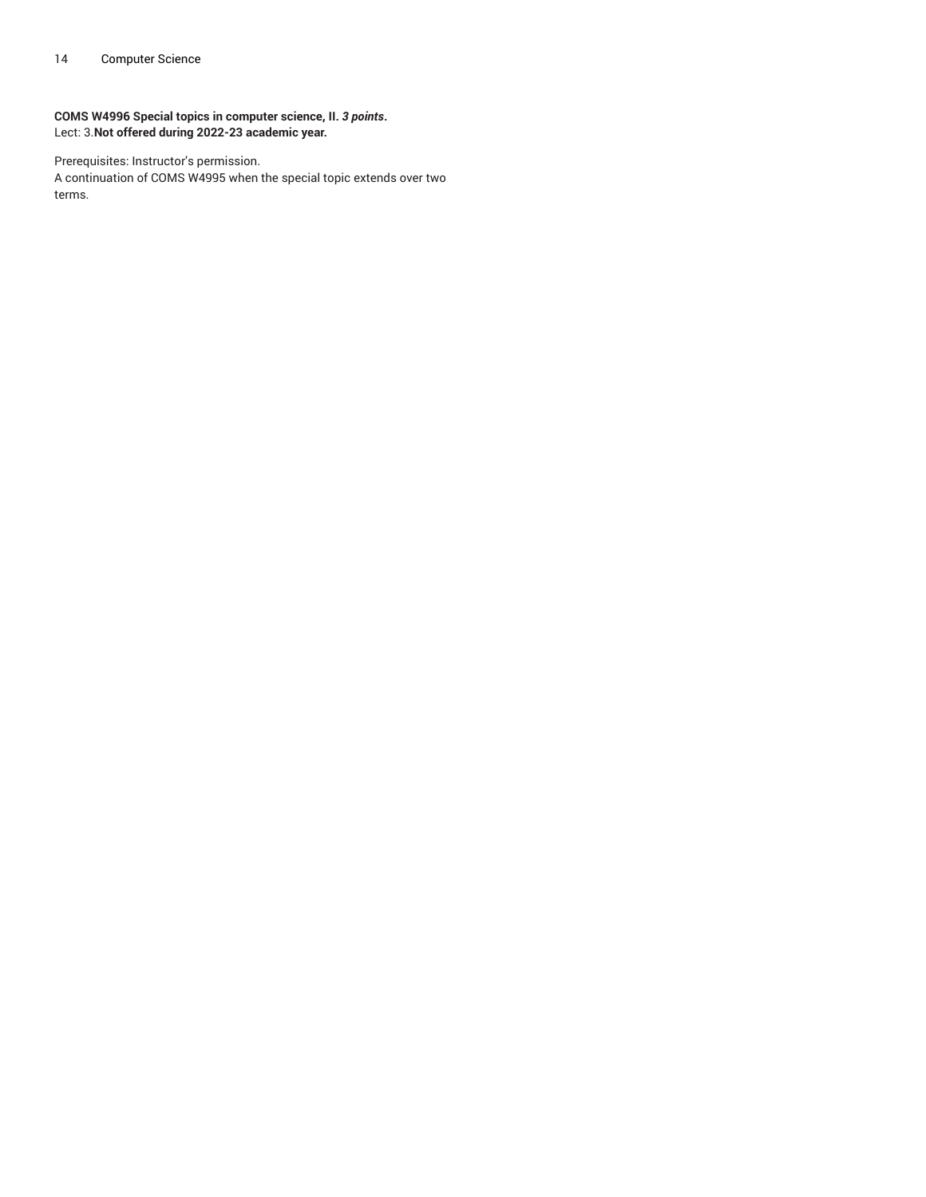**COMS W4996 Special topics in computer science, II. *3 points*.**
Lect: 3.**Not offered during 2022-23 academic year.**

Prerequisites: Instructor's permission.
A continuation of COMS W4995 when the special topic extends over two terms.